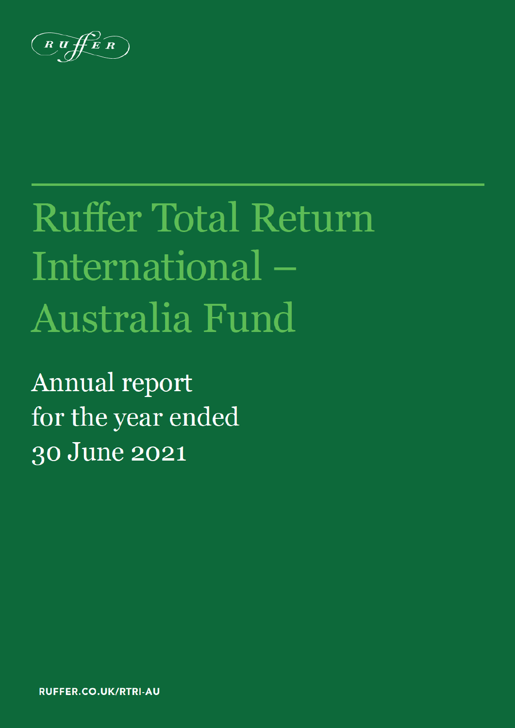RUFFER

# Ruffer Total Return International – Australia Fund

## Annual report for the year ended 30 June 2021

RUFFER.CO.UK/RTRI-AU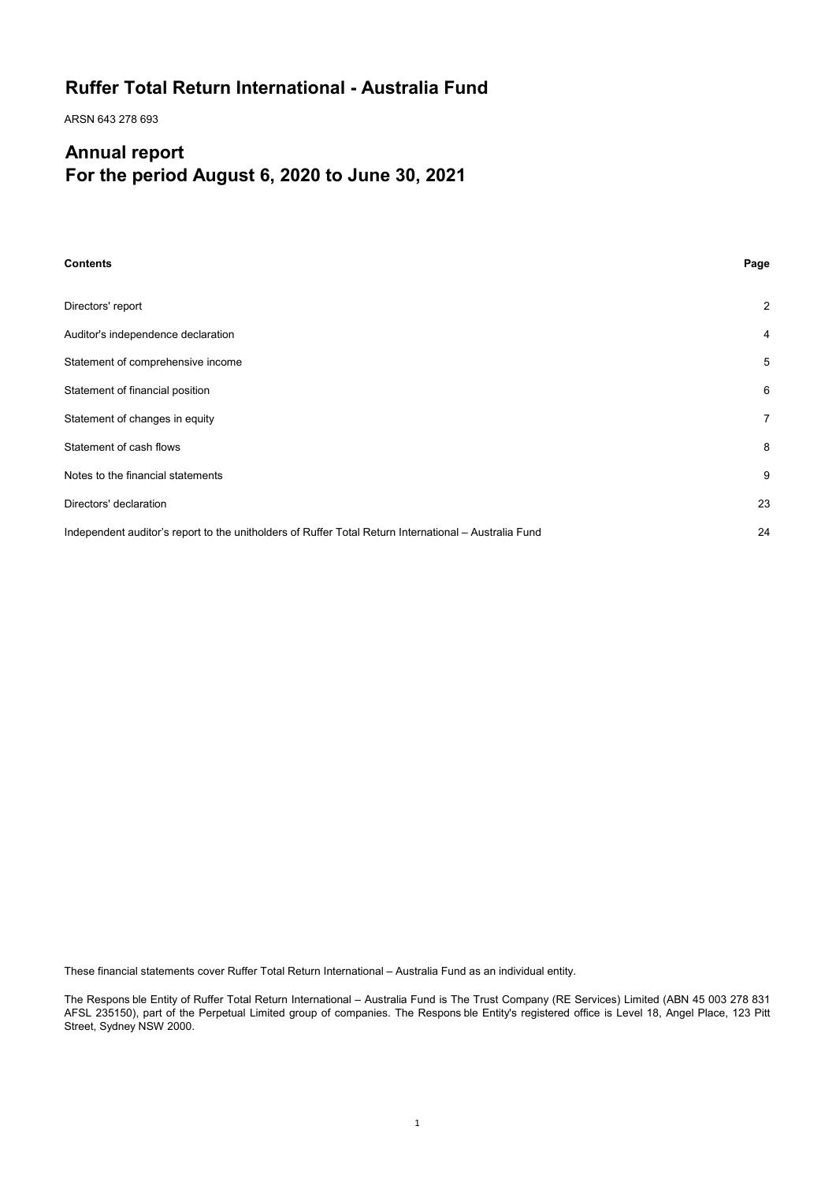# Ruffer Total Return International - Australia Fund

ARSN 643 278 693

# Annual report
# For the period August 6, 2020 to June 30, 2021

| **Contents** | **Page** |
|---|---|
| Directors' report | 2 |
| Auditor's independence declaration | 4 |
| Statement of comprehensive income | 5 |
| Statement of financial position | 6 |
| Statement of changes in equity | 7 |
| Statement of cash flows | 8 |
| Notes to the financial statements | 9 |
| Directors' declaration | 23 |
| Independent auditor's report to the unitholders of Ruffer Total Return International – Australia Fund | 24 |

These financial statements cover Ruffer Total Return International – Australia Fund as an individual entity.

The Respons ble Entity of Ruffer Total Return International – Australia Fund is The Trust Company (RE Services) Limited (ABN 45 003 278 831 AFSL 235150), part of the Perpetual Limited group of companies. The Respons ble Entity's registered office is Level 18, Angel Place, 123 Pitt Street, Sydney NSW 2000.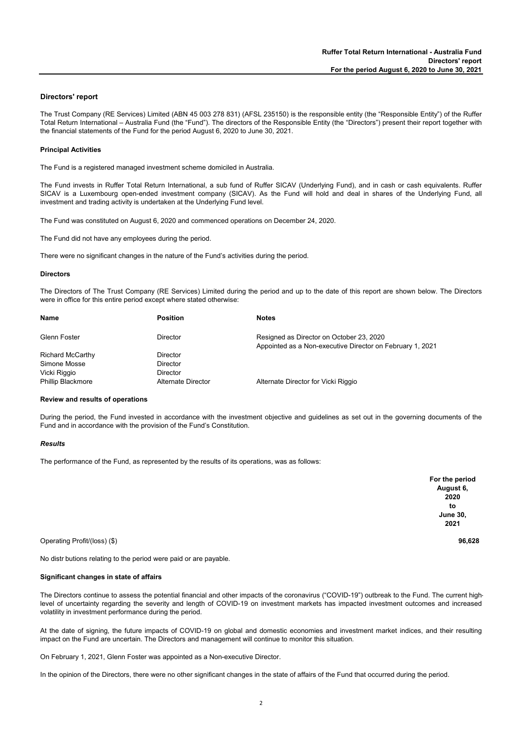## Directors' report

The Trust Company (RE Services) Limited (ABN 45 003 278 831) (AFSL 235150) is the responsible entity (the "Responsible Entity") of the Ruffer Total Return International – Australia Fund (the "Fund"). The directors of the Responsible Entity (the "Directors") present their report together with the financial statements of the Fund for the period August 6, 2020 to June 30, 2021.

### Principal Activities

The Fund is a registered managed investment scheme domiciled in Australia.

The Fund invests in Ruffer Total Return International, a sub fund of Ruffer SICAV (Underlying Fund), and in cash or cash equivalents. Ruffer SICAV is a Luxembourg open-ended investment company (SICAV). As the Fund will hold and deal in shares of the Underlying Fund, all investment and trading activity is undertaken at the Underlying Fund level.

The Fund was constituted on August 6, 2020 and commenced operations on December 24, 2020.

The Fund did not have any employees during the period.

There were no significant changes in the nature of the Fund's activities during the period.

### Directors

The Directors of The Trust Company (RE Services) Limited during the period and up to the date of this report are shown below. The Directors were in office for this entire period except where stated otherwise:

| Name | Position | Notes |
|---|---|---|
| Glenn Foster | Director | Resigned as Director on October 23, 2020<br>Appointed as a Non-executive Director on February 1, 2021 |
| Richard McCarthy | Director | |
| Simone Mosse | Director | |
| Vicki Riggio | Director | |
| Phillip Blackmore | Alternate Director | Alternate Director for Vicki Riggio |

### Review and results of operations

During the period, the Fund invested in accordance with the investment objective and guidelines as set out in the governing documents of the Fund and in accordance with the provision of the Fund's Constitution.

#### *Results*

The performance of the Fund, as represented by the results of its operations, was as follows:

| | For the period August 6, 2020 to June 30, 2021 |
|---|---|
| Operating Profit/(loss) ($) | **96,628** |

No distr butions relating to the period were paid or are payable.

### Significant changes in state of affairs

The Directors continue to assess the potential financial and other impacts of the coronavirus ("COVID-19") outbreak to the Fund. The current high-level of uncertainty regarding the severity and length of COVID-19 on investment markets has impacted investment outcomes and increased volatility in investment performance during the period.

At the date of signing, the future impacts of COVID-19 on global and domestic economies and investment market indices, and their resulting impact on the Fund are uncertain. The Directors and management will continue to monitor this situation.

On February 1, 2021, Glenn Foster was appointed as a Non-executive Director.

In the opinion of the Directors, there were no other significant changes in the state of affairs of the Fund that occurred during the period.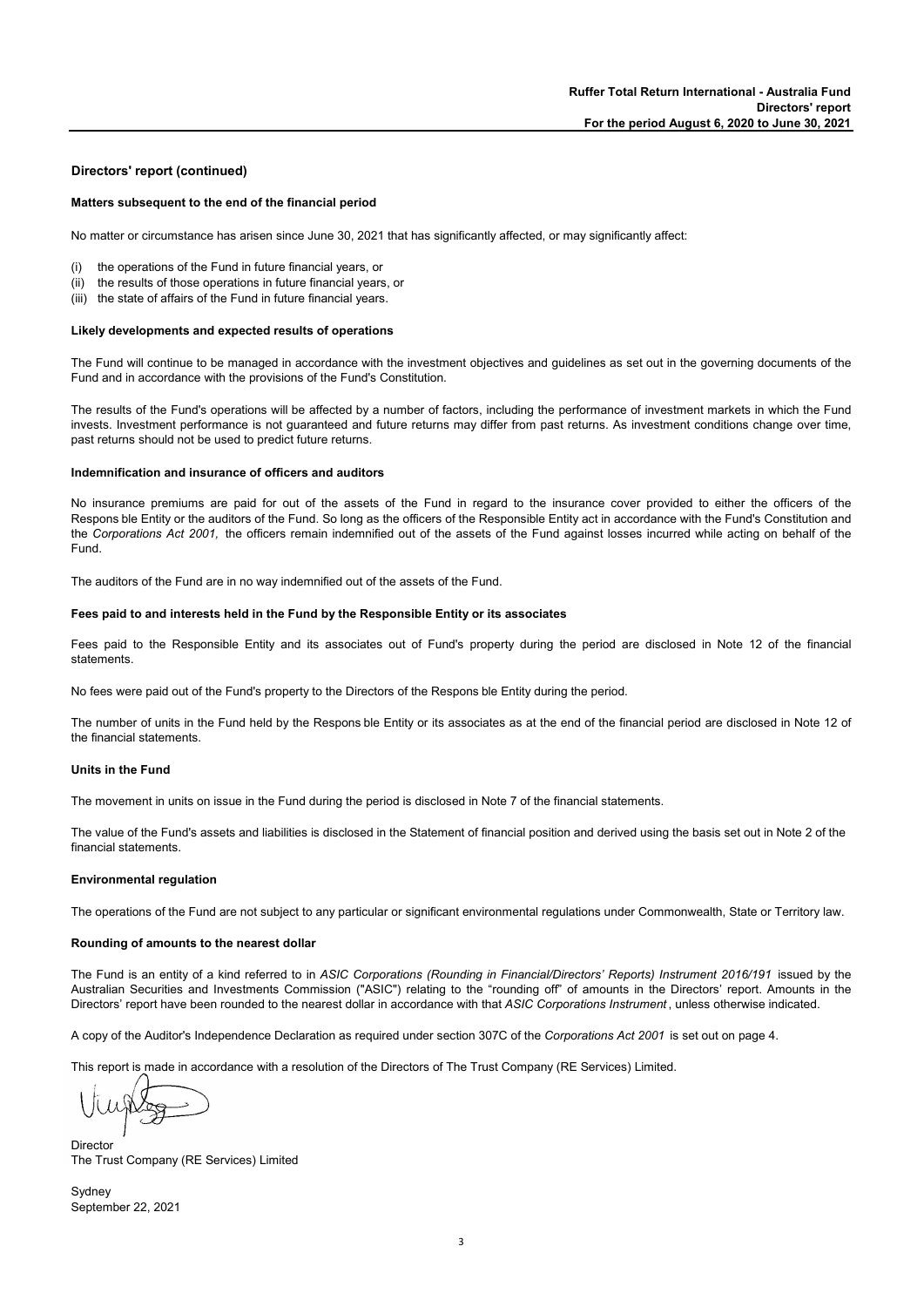## Directors' report (continued)

### Matters subsequent to the end of the financial period

No matter or circumstance has arisen since June 30, 2021 that has significantly affected, or may significantly affect:

(i) the operations of the Fund in future financial years, or
(ii) the results of those operations in future financial years, or
(iii) the state of affairs of the Fund in future financial years.

### Likely developments and expected results of operations

The Fund will continue to be managed in accordance with the investment objectives and guidelines as set out in the governing documents of the Fund and in accordance with the provisions of the Fund's Constitution.

The results of the Fund's operations will be affected by a number of factors, including the performance of investment markets in which the Fund invests. Investment performance is not guaranteed and future returns may differ from past returns. As investment conditions change over time, past returns should not be used to predict future returns.

### Indemnification and insurance of officers and auditors

No insurance premiums are paid for out of the assets of the Fund in regard to the insurance cover provided to either the officers of the Respons ble Entity or the auditors of the Fund. So long as the officers of the Responsible Entity act in accordance with the Fund's Constitution and the *Corporations Act 2001,* the officers remain indemnified out of the assets of the Fund against losses incurred while acting on behalf of the Fund.

The auditors of the Fund are in no way indemnified out of the assets of the Fund.

### Fees paid to and interests held in the Fund by the Responsible Entity or its associates

Fees paid to the Responsible Entity and its associates out of Fund's property during the period are disclosed in Note 12 of the financial statements.

No fees were paid out of the Fund's property to the Directors of the Respons ble Entity during the period.

The number of units in the Fund held by the Respons ble Entity or its associates as at the end of the financial period are disclosed in Note 12 of the financial statements.

### Units in the Fund

The movement in units on issue in the Fund during the period is disclosed in Note 7 of the financial statements.

The value of the Fund's assets and liabilities is disclosed in the Statement of financial position and derived using the basis set out in Note 2 of the financial statements.

### Environmental regulation

The operations of the Fund are not subject to any particular or significant environmental regulations under Commonwealth, State or Territory law.

### Rounding of amounts to the nearest dollar

The Fund is an entity of a kind referred to in *ASIC Corporations (Rounding in Financial/Directors' Reports) Instrument 2016/191* issued by the Australian Securities and Investments Commission ("ASIC") relating to the "rounding off" of amounts in the Directors' report. Amounts in the Directors' report have been rounded to the nearest dollar in accordance with that *ASIC Corporations Instrument*, unless otherwise indicated.

A copy of the Auditor's Independence Declaration as required under section 307C of the *Corporations Act 2001* is set out on page 4.

This report is made in accordance with a resolution of the Directors of The Trust Company (RE Services) Limited.

Director
The Trust Company (RE Services) Limited

Sydney
September 22, 2021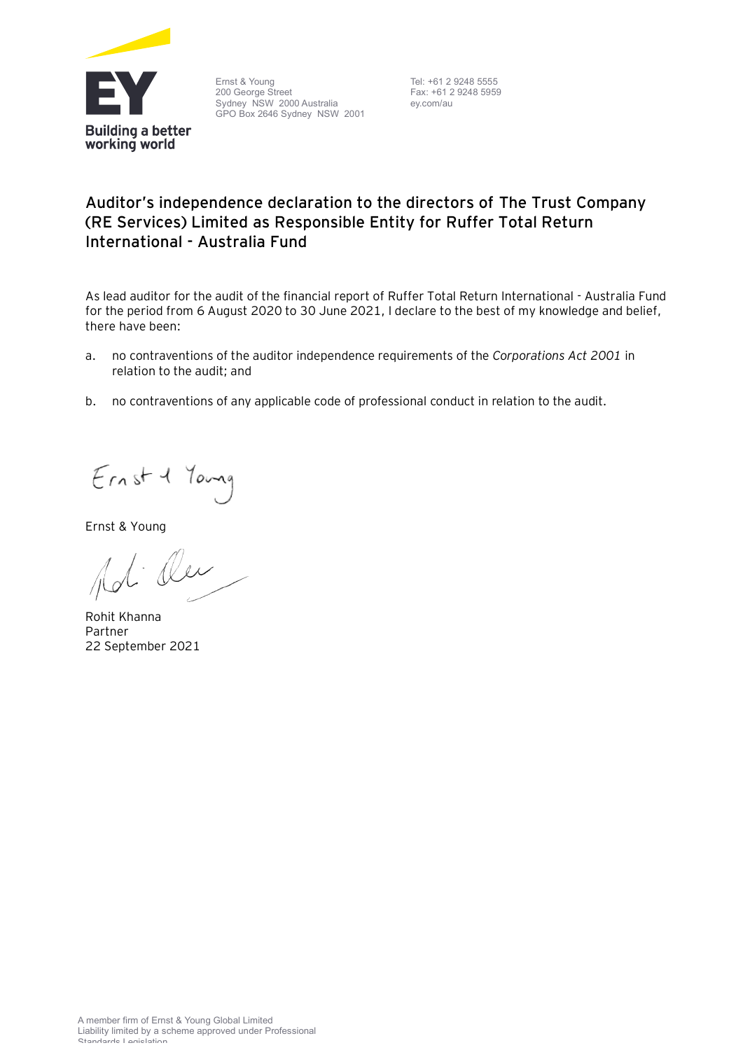Ernst & Young
200 George Street
Sydney NSW 2000 Australia
GPO Box 2646 Sydney NSW 2001

Tel: +61 2 9248 5555
Fax: +61 2 9248 5959
ey.com/au

## Auditor's independence declaration to the directors of The Trust Company (RE Services) Limited as Responsible Entity for Ruffer Total Return International - Australia Fund

As lead auditor for the audit of the financial report of Ruffer Total Return International - Australia Fund for the period from 6 August 2020 to 30 June 2021, I declare to the best of my knowledge and belief, there have been:

a. no contraventions of the auditor independence requirements of the *Corporations Act 2001* in relation to the audit; and

b. no contraventions of any applicable code of professional conduct in relation to the audit.

Ernst & Young

Rohit Khanna
Partner
22 September 2021

A member firm of Ernst & Young Global Limited
Liability limited by a scheme approved under Professional Standards Legislation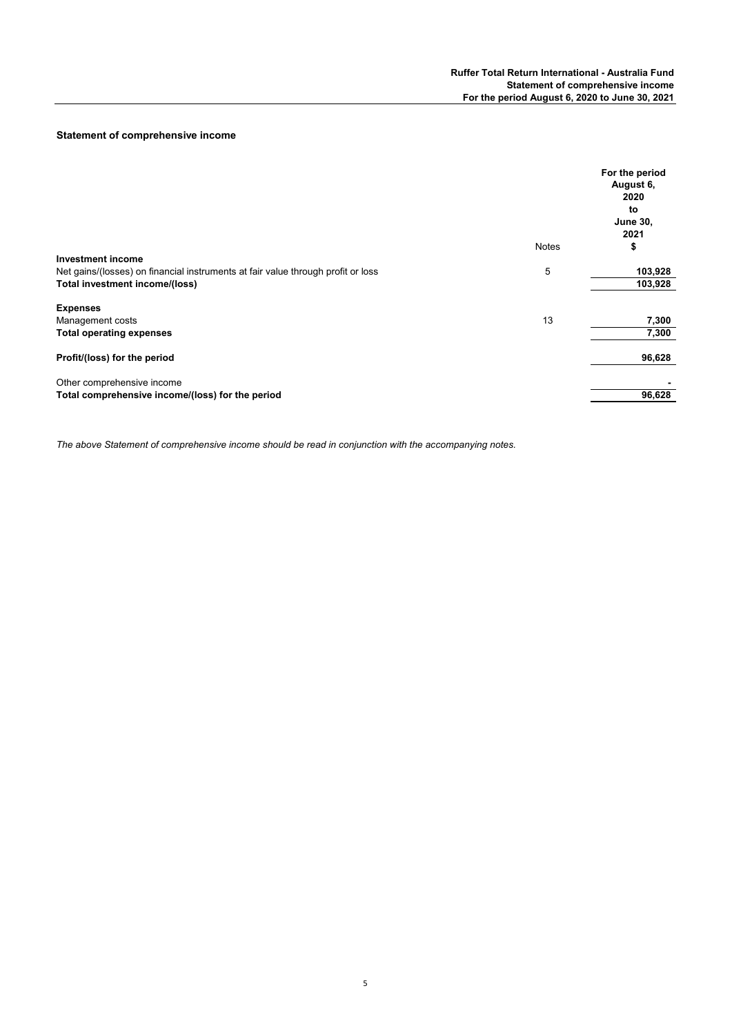## Statement of comprehensive income

| | Notes | For the period August 6, 2020 to June 30, 2021 $ |
|---|---|---|
| **Investment income** | | |
| Net gains/(losses) on financial instruments at fair value through profit or loss | 5 | **103,928** |
| **Total investment income/(loss)** | | **103,928** |
| | | |
| **Expenses** | | |
| Management costs | 13 | **7,300** |
| **Total operating expenses** | | **7,300** |
| | | |
| **Profit/(loss) for the period** | | **96,628** |
| | | |
| Other comprehensive income | | **-** |
| **Total comprehensive income/(loss) for the period** | | **96,628** |

*The above Statement of comprehensive income should be read in conjunction with the accompanying notes.*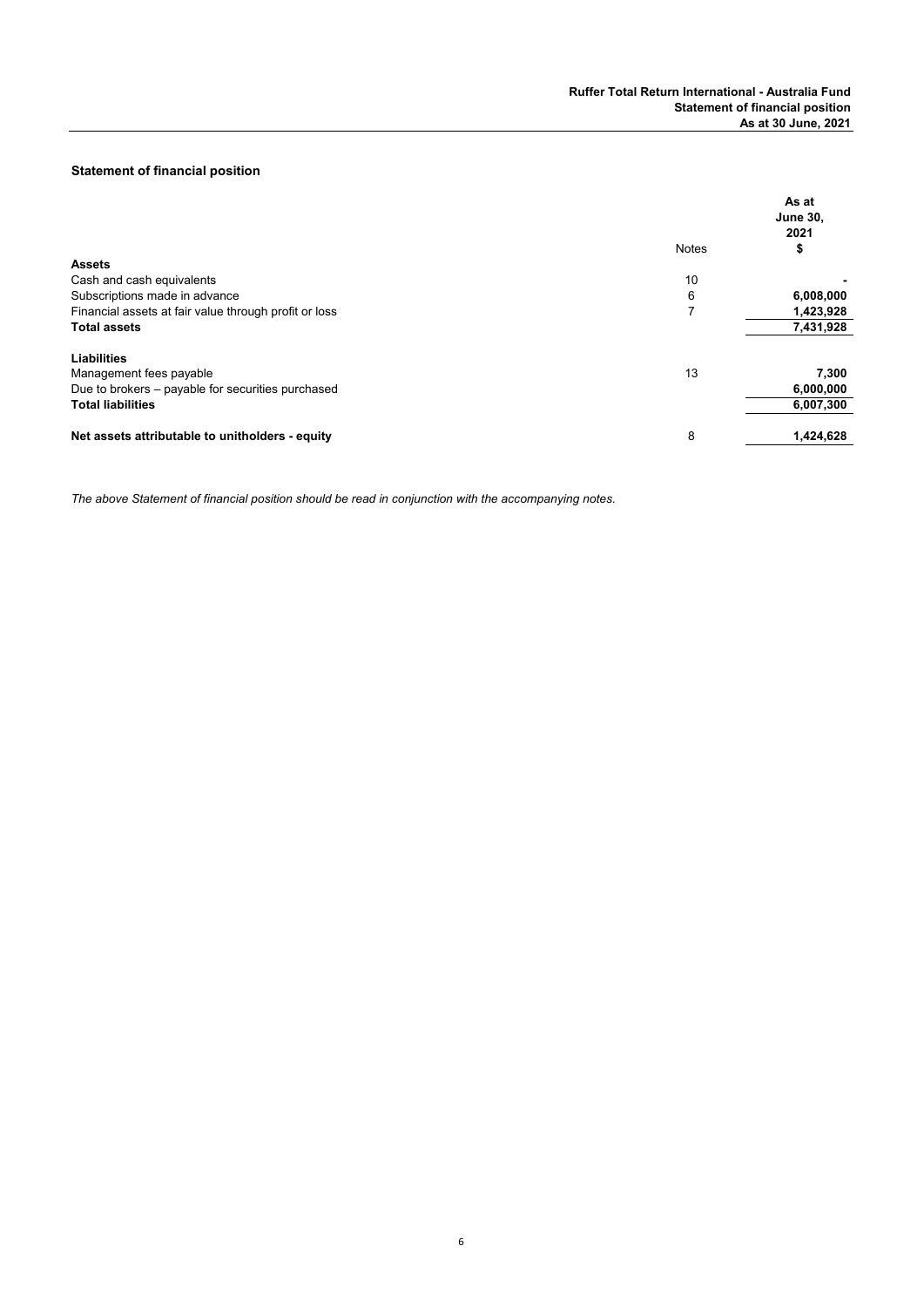## Statement of financial position

| | Notes | As at June 30, 2021 $ |
|---|---|---|
| **Assets** | | |
| Cash and cash equivalents | 10 | - |
| Subscriptions made in advance | 6 | **6,008,000** |
| Financial assets at fair value through profit or loss | 7 | **1,423,928** |
| **Total assets** | | **7,431,928** |
| | | |
| **Liabilities** | | |
| Management fees payable | 13 | **7,300** |
| Due to brokers – payable for securities purchased | | **6,000,000** |
| **Total liabilities** | | **6,007,300** |
| | | |
| **Net assets attributable to unitholders - equity** | 8 | **1,424,628** |

*The above Statement of financial position should be read in conjunction with the accompanying notes.*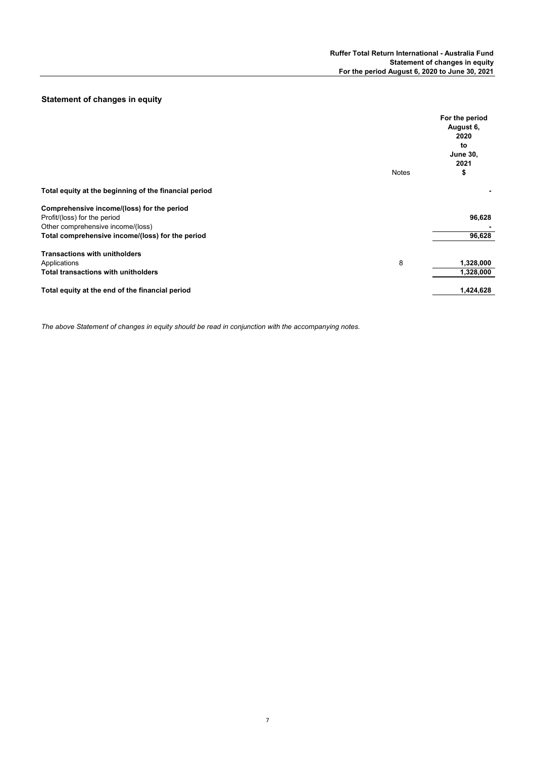## Statement of changes in equity

| | Notes | For the period August 6, 2020 to June 30, 2021 $ |
|---|---|---|
| **Total equity at the beginning of the financial period** | | - |
| **Comprehensive income/(loss) for the period** | | |
| Profit/(loss) for the period | | 96,628 |
| Other comprehensive income/(loss) | | - |
| **Total comprehensive income/(loss) for the period** | | 96,628 |
| **Transactions with unitholders** | | |
| Applications | 8 | 1,328,000 |
| **Total transactions with unitholders** | | 1,328,000 |
| **Total equity at the end of the financial period** | | 1,424,628 |

*The above Statement of changes in equity should be read in conjunction with the accompanying notes.*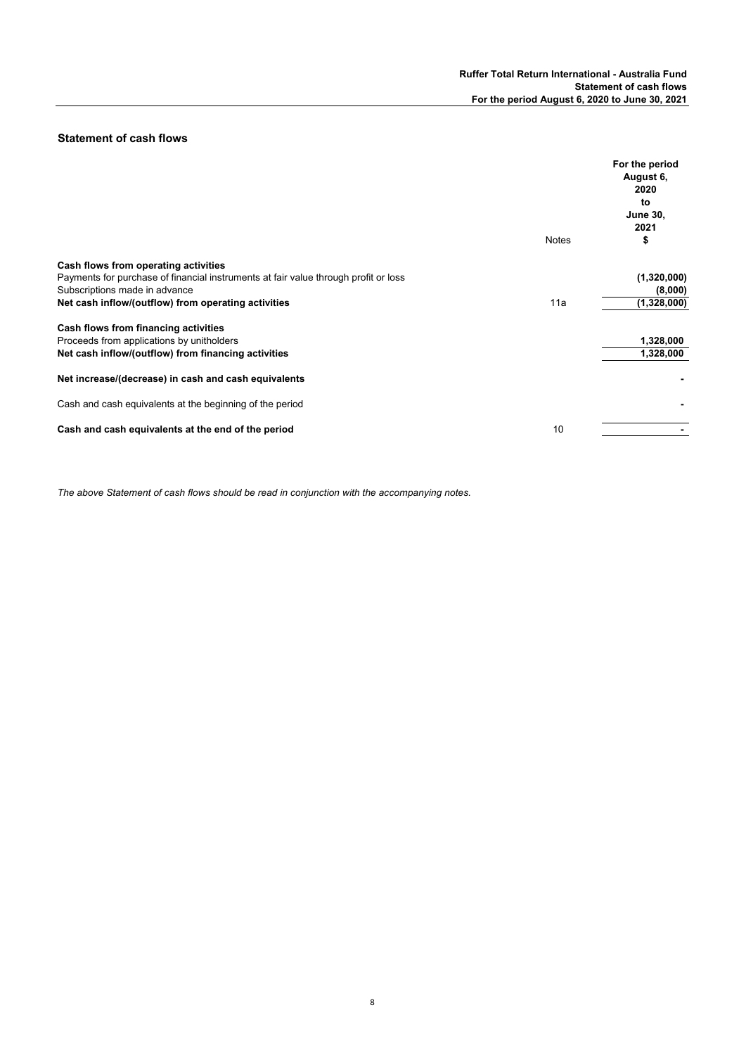## Statement of cash flows

| | Notes | For the period August 6, 2020 to June 30, 2021 $ |
|---|---|---|
| **Cash flows from operating activities** | | |
| Payments for purchase of financial instruments at fair value through profit or loss | | (1,320,000) |
| Subscriptions made in advance | | (8,000) |
| **Net cash inflow/(outflow) from operating activities** | 11a | (1,328,000) |
| **Cash flows from financing activities** | | |
| Proceeds from applications by unitholders | | 1,328,000 |
| **Net cash inflow/(outflow) from financing activities** | | 1,328,000 |
| **Net increase/(decrease) in cash and cash equivalents** | | - |
| Cash and cash equivalents at the beginning of the period | | - |
| **Cash and cash equivalents at the end of the period** | 10 | - |

*The above Statement of cash flows should be read in conjunction with the accompanying notes.*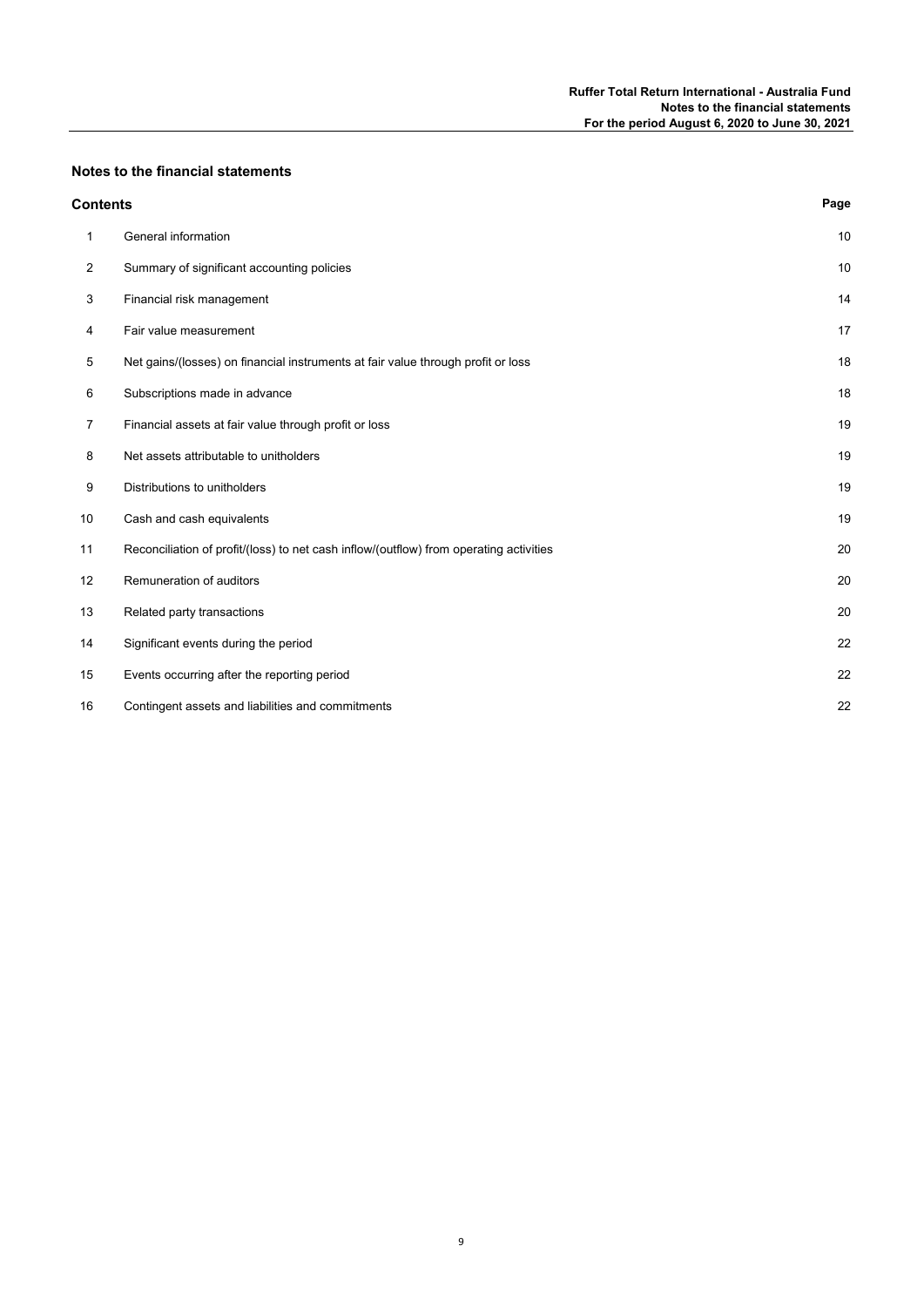## Notes to the financial statements

### Contents

| | | Page |
|---|---|---|
| 1 | General information | 10 |
| 2 | Summary of significant accounting policies | 10 |
| 3 | Financial risk management | 14 |
| 4 | Fair value measurement | 17 |
| 5 | Net gains/(losses) on financial instruments at fair value through profit or loss | 18 |
| 6 | Subscriptions made in advance | 18 |
| 7 | Financial assets at fair value through profit or loss | 19 |
| 8 | Net assets attributable to unitholders | 19 |
| 9 | Distributions to unitholders | 19 |
| 10 | Cash and cash equivalents | 19 |
| 11 | Reconciliation of profit/(loss) to net cash inflow/(outflow) from operating activities | 20 |
| 12 | Remuneration of auditors | 20 |
| 13 | Related party transactions | 20 |
| 14 | Significant events during the period | 22 |
| 15 | Events occurring after the reporting period | 22 |
| 16 | Contingent assets and liabilities and commitments | 22 |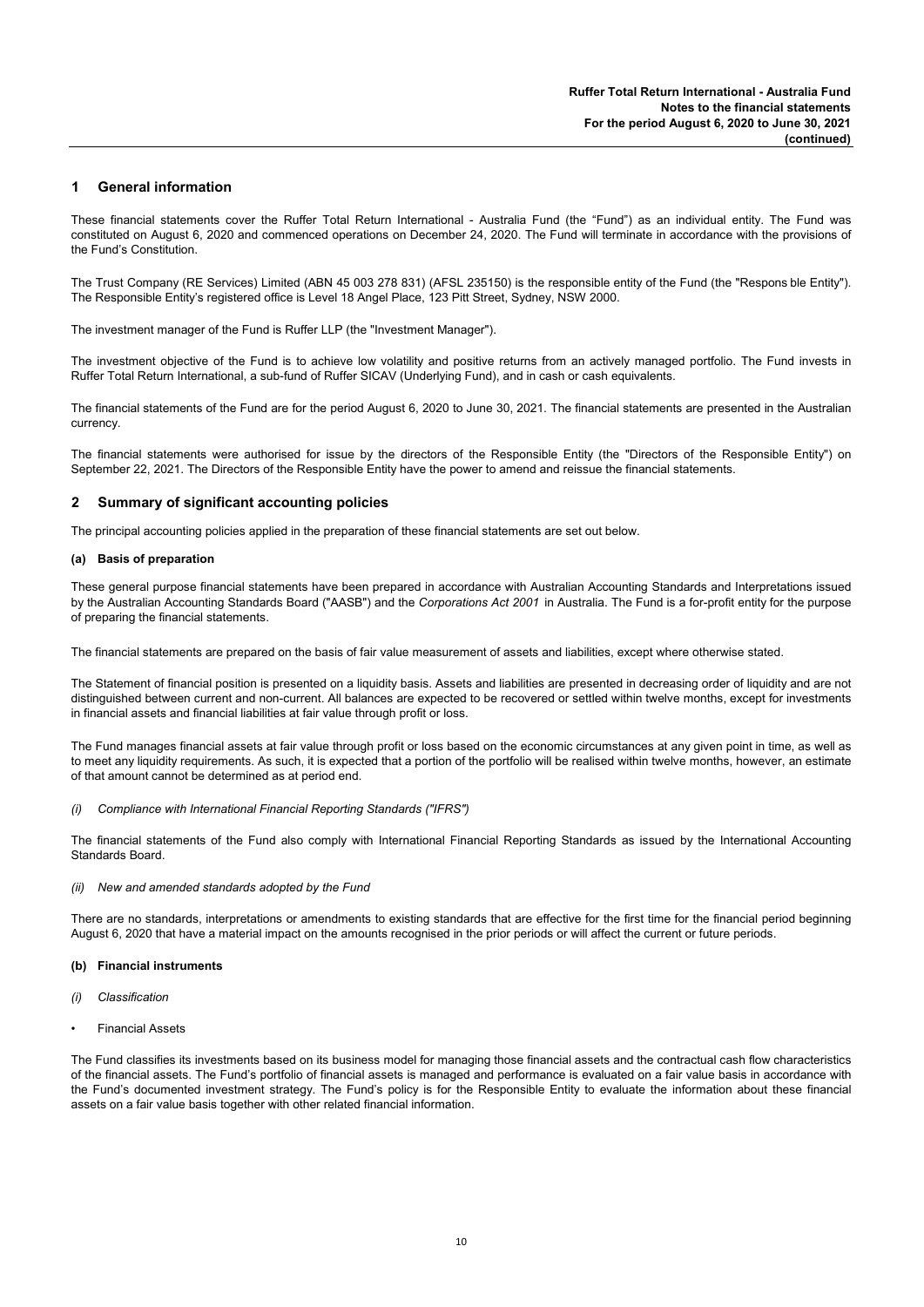## 1 General information

These financial statements cover the Ruffer Total Return International - Australia Fund (the "Fund") as an individual entity. The Fund was constituted on August 6, 2020 and commenced operations on December 24, 2020. The Fund will terminate in accordance with the provisions of the Fund's Constitution.

The Trust Company (RE Services) Limited (ABN 45 003 278 831) (AFSL 235150) is the responsible entity of the Fund (the "Respons ble Entity"). The Responsible Entity's registered office is Level 18 Angel Place, 123 Pitt Street, Sydney, NSW 2000.

The investment manager of the Fund is Ruffer LLP (the "Investment Manager").

The investment objective of the Fund is to achieve low volatility and positive returns from an actively managed portfolio. The Fund invests in Ruffer Total Return International, a sub-fund of Ruffer SICAV (Underlying Fund), and in cash or cash equivalents.

The financial statements of the Fund are for the period August 6, 2020 to June 30, 2021. The financial statements are presented in the Australian currency.

The financial statements were authorised for issue by the directors of the Responsible Entity (the "Directors of the Responsible Entity") on September 22, 2021. The Directors of the Responsible Entity have the power to amend and reissue the financial statements.

## 2 Summary of significant accounting policies

The principal accounting policies applied in the preparation of these financial statements are set out below.

### (a) Basis of preparation

These general purpose financial statements have been prepared in accordance with Australian Accounting Standards and Interpretations issued by the Australian Accounting Standards Board ("AASB") and the *Corporations Act 2001* in Australia. The Fund is a for-profit entity for the purpose of preparing the financial statements.

The financial statements are prepared on the basis of fair value measurement of assets and liabilities, except where otherwise stated.

The Statement of financial position is presented on a liquidity basis. Assets and liabilities are presented in decreasing order of liquidity and are not distinguished between current and non-current. All balances are expected to be recovered or settled within twelve months, except for investments in financial assets and financial liabilities at fair value through profit or loss.

The Fund manages financial assets at fair value through profit or loss based on the economic circumstances at any given point in time, as well as to meet any liquidity requirements. As such, it is expected that a portion of the portfolio will be realised within twelve months, however, an estimate of that amount cannot be determined as at period end.

*(i) Compliance with International Financial Reporting Standards ("IFRS")*

The financial statements of the Fund also comply with International Financial Reporting Standards as issued by the International Accounting Standards Board.

*(ii) New and amended standards adopted by the Fund*

There are no standards, interpretations or amendments to existing standards that are effective for the first time for the financial period beginning August 6, 2020 that have a material impact on the amounts recognised in the prior periods or will affect the current or future periods.

### (b) Financial instruments

*(i) Classification*

- Financial Assets

The Fund classifies its investments based on its business model for managing those financial assets and the contractual cash flow characteristics of the financial assets. The Fund's portfolio of financial assets is managed and performance is evaluated on a fair value basis in accordance with the Fund's documented investment strategy. The Fund's policy is for the Responsible Entity to evaluate the information about these financial assets on a fair value basis together with other related financial information.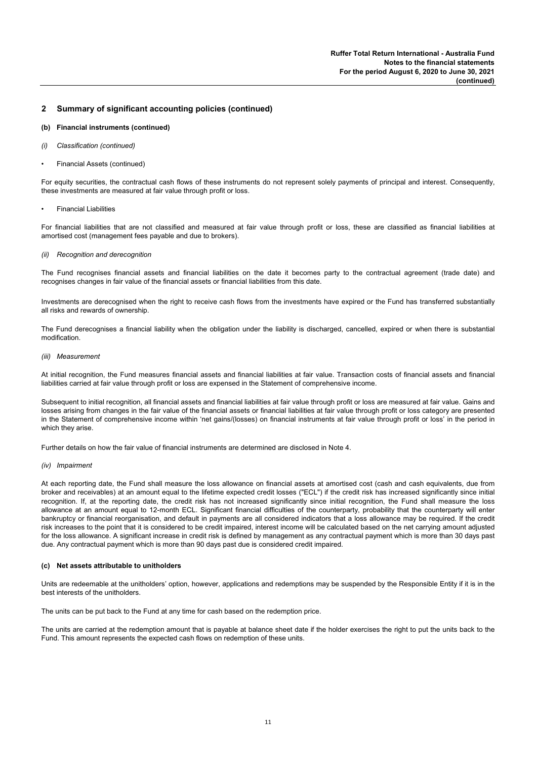## 2 Summary of significant accounting policies (continued)

### (b) Financial instruments (continued)

*(i) Classification (continued)*

- Financial Assets (continued)

For equity securities, the contractual cash flows of these instruments do not represent solely payments of principal and interest. Consequently, these investments are measured at fair value through profit or loss.

- Financial Liabilities

For financial liabilities that are not classified and measured at fair value through profit or loss, these are classified as financial liabilities at amortised cost (management fees payable and due to brokers).

*(ii) Recognition and derecognition*

The Fund recognises financial assets and financial liabilities on the date it becomes party to the contractual agreement (trade date) and recognises changes in fair value of the financial assets or financial liabilities from this date.

Investments are derecognised when the right to receive cash flows from the investments have expired or the Fund has transferred substantially all risks and rewards of ownership.

The Fund derecognises a financial liability when the obligation under the liability is discharged, cancelled, expired or when there is substantial modification.

*(iii) Measurement*

At initial recognition, the Fund measures financial assets and financial liabilities at fair value. Transaction costs of financial assets and financial liabilities carried at fair value through profit or loss are expensed in the Statement of comprehensive income.

Subsequent to initial recognition, all financial assets and financial liabilities at fair value through profit or loss are measured at fair value. Gains and losses arising from changes in the fair value of the financial assets or financial liabilities at fair value through profit or loss category are presented in the Statement of comprehensive income within 'net gains/(losses) on financial instruments at fair value through profit or loss' in the period in which they arise.

Further details on how the fair value of financial instruments are determined are disclosed in Note 4.

*(iv) Impairment*

At each reporting date, the Fund shall measure the loss allowance on financial assets at amortised cost (cash and cash equivalents, due from broker and receivables) at an amount equal to the lifetime expected credit losses ("ECL") if the credit risk has increased significantly since initial recognition. If, at the reporting date, the credit risk has not increased significantly since initial recognition, the Fund shall measure the loss allowance at an amount equal to 12-month ECL. Significant financial difficulties of the counterparty, probability that the counterparty will enter bankruptcy or financial reorganisation, and default in payments are all considered indicators that a loss allowance may be required. If the credit risk increases to the point that it is considered to be credit impaired, interest income will be calculated based on the net carrying amount adjusted for the loss allowance. A significant increase in credit risk is defined by management as any contractual payment which is more than 30 days past due. Any contractual payment which is more than 90 days past due is considered credit impaired.

### (c) Net assets attributable to unitholders

Units are redeemable at the unitholders' option, however, applications and redemptions may be suspended by the Responsible Entity if it is in the best interests of the unitholders.

The units can be put back to the Fund at any time for cash based on the redemption price.

The units are carried at the redemption amount that is payable at balance sheet date if the holder exercises the right to put the units back to the Fund. This amount represents the expected cash flows on redemption of these units.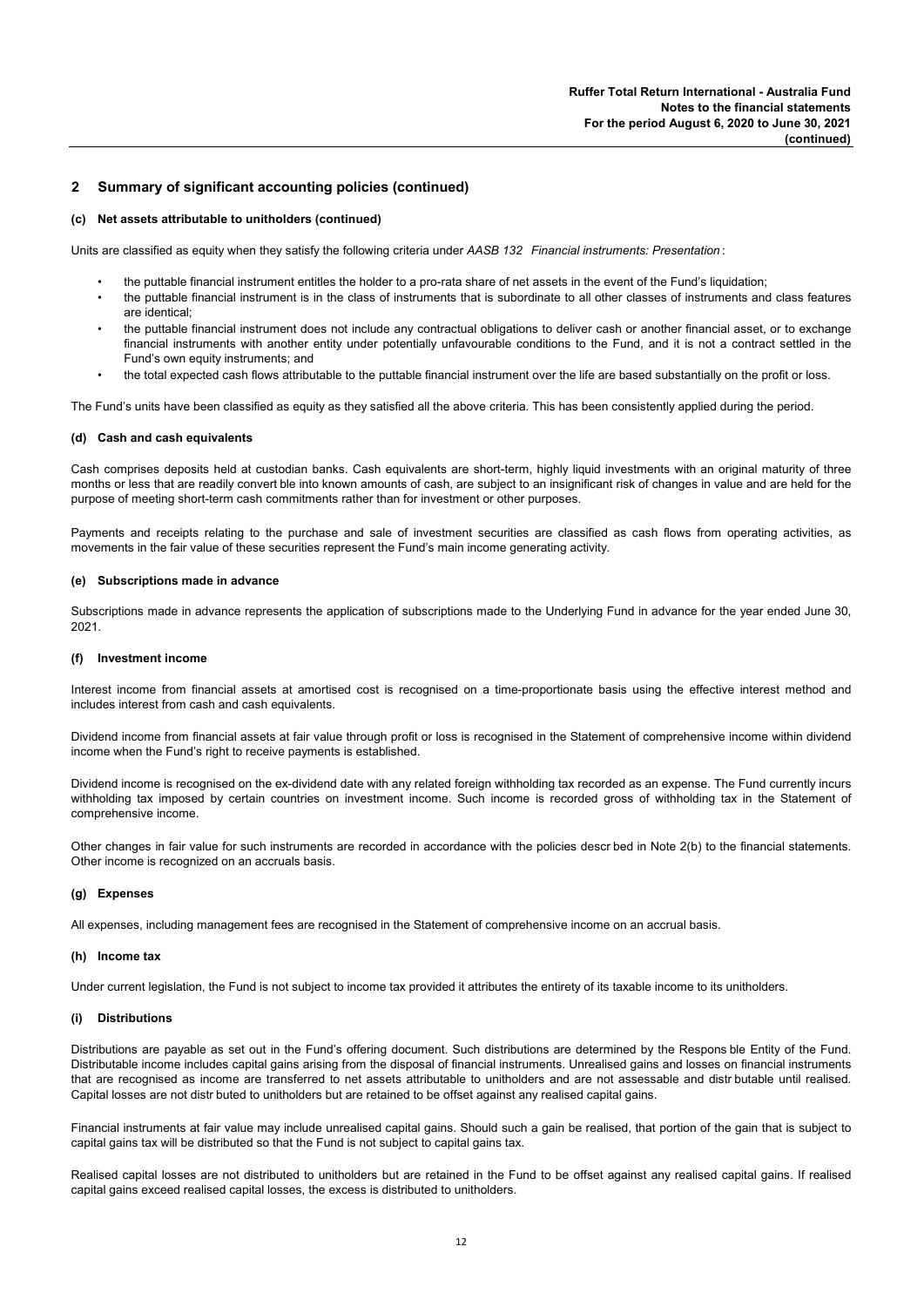## 2 Summary of significant accounting policies (continued)

### (c) Net assets attributable to unitholders (continued)

Units are classified as equity when they satisfy the following criteria under *AASB 132 Financial instruments: Presentation*:

- the puttable financial instrument entitles the holder to a pro-rata share of net assets in the event of the Fund's liquidation;
- the puttable financial instrument is in the class of instruments that is subordinate to all other classes of instruments and class features are identical;
- the puttable financial instrument does not include any contractual obligations to deliver cash or another financial asset, or to exchange financial instruments with another entity under potentially unfavourable conditions to the Fund, and it is not a contract settled in the Fund's own equity instruments; and
- the total expected cash flows attributable to the puttable financial instrument over the life are based substantially on the profit or loss.

The Fund's units have been classified as equity as they satisfied all the above criteria. This has been consistently applied during the period.

### (d) Cash and cash equivalents

Cash comprises deposits held at custodian banks. Cash equivalents are short-term, highly liquid investments with an original maturity of three months or less that are readily convert ble into known amounts of cash, are subject to an insignificant risk of changes in value and are held for the purpose of meeting short-term cash commitments rather than for investment or other purposes.

Payments and receipts relating to the purchase and sale of investment securities are classified as cash flows from operating activities, as movements in the fair value of these securities represent the Fund's main income generating activity.

### (e) Subscriptions made in advance

Subscriptions made in advance represents the application of subscriptions made to the Underlying Fund in advance for the year ended June 30, 2021.

### (f) Investment income

Interest income from financial assets at amortised cost is recognised on a time-proportionate basis using the effective interest method and includes interest from cash and cash equivalents.

Dividend income from financial assets at fair value through profit or loss is recognised in the Statement of comprehensive income within dividend income when the Fund's right to receive payments is established.

Dividend income is recognised on the ex-dividend date with any related foreign withholding tax recorded as an expense. The Fund currently incurs withholding tax imposed by certain countries on investment income. Such income is recorded gross of withholding tax in the Statement of comprehensive income.

Other changes in fair value for such instruments are recorded in accordance with the policies descr bed in Note 2(b) to the financial statements. Other income is recognized on an accruals basis.

### (g) Expenses

All expenses, including management fees are recognised in the Statement of comprehensive income on an accrual basis.

### (h) Income tax

Under current legislation, the Fund is not subject to income tax provided it attributes the entirety of its taxable income to its unitholders.

### (i) Distributions

Distributions are payable as set out in the Fund's offering document. Such distributions are determined by the Respons ble Entity of the Fund. Distributable income includes capital gains arising from the disposal of financial instruments. Unrealised gains and losses on financial instruments that are recognised as income are transferred to net assets attributable to unitholders and are not assessable and distr butable until realised. Capital losses are not distr buted to unitholders but are retained to be offset against any realised capital gains.

Financial instruments at fair value may include unrealised capital gains. Should such a gain be realised, that portion of the gain that is subject to capital gains tax will be distributed so that the Fund is not subject to capital gains tax.

Realised capital losses are not distributed to unitholders but are retained in the Fund to be offset against any realised capital gains. If realised capital gains exceed realised capital losses, the excess is distributed to unitholders.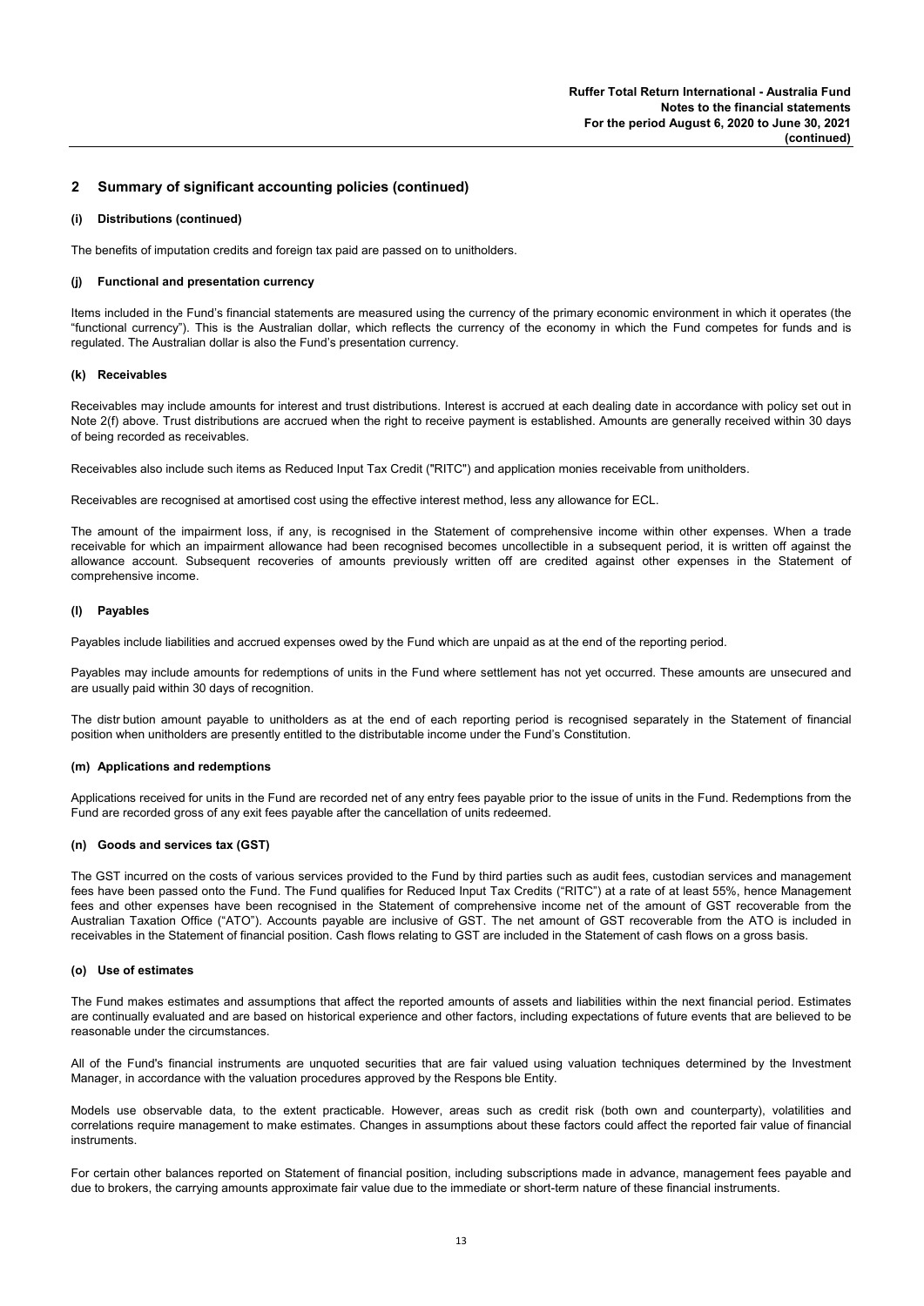## 2 Summary of significant accounting policies (continued)

### (i) Distributions (continued)

The benefits of imputation credits and foreign tax paid are passed on to unitholders.

### (j) Functional and presentation currency

Items included in the Fund's financial statements are measured using the currency of the primary economic environment in which it operates (the "functional currency"). This is the Australian dollar, which reflects the currency of the economy in which the Fund competes for funds and is regulated. The Australian dollar is also the Fund's presentation currency.

### (k) Receivables

Receivables may include amounts for interest and trust distributions. Interest is accrued at each dealing date in accordance with policy set out in Note 2(f) above. Trust distributions are accrued when the right to receive payment is established. Amounts are generally received within 30 days of being recorded as receivables.

Receivables also include such items as Reduced Input Tax Credit ("RITC") and application monies receivable from unitholders.

Receivables are recognised at amortised cost using the effective interest method, less any allowance for ECL.

The amount of the impairment loss, if any, is recognised in the Statement of comprehensive income within other expenses. When a trade receivable for which an impairment allowance had been recognised becomes uncollectible in a subsequent period, it is written off against the allowance account. Subsequent recoveries of amounts previously written off are credited against other expenses in the Statement of comprehensive income.

### (l) Payables

Payables include liabilities and accrued expenses owed by the Fund which are unpaid as at the end of the reporting period.

Payables may include amounts for redemptions of units in the Fund where settlement has not yet occurred. These amounts are unsecured and are usually paid within 30 days of recognition.

The distr bution amount payable to unitholders as at the end of each reporting period is recognised separately in the Statement of financial position when unitholders are presently entitled to the distributable income under the Fund's Constitution.

### (m) Applications and redemptions

Applications received for units in the Fund are recorded net of any entry fees payable prior to the issue of units in the Fund. Redemptions from the Fund are recorded gross of any exit fees payable after the cancellation of units redeemed.

### (n) Goods and services tax (GST)

The GST incurred on the costs of various services provided to the Fund by third parties such as audit fees, custodian services and management fees have been passed onto the Fund. The Fund qualifies for Reduced Input Tax Credits ("RITC") at a rate of at least 55%, hence Management fees and other expenses have been recognised in the Statement of comprehensive income net of the amount of GST recoverable from the Australian Taxation Office ("ATO"). Accounts payable are inclusive of GST. The net amount of GST recoverable from the ATO is included in receivables in the Statement of financial position. Cash flows relating to GST are included in the Statement of cash flows on a gross basis.

### (o) Use of estimates

The Fund makes estimates and assumptions that affect the reported amounts of assets and liabilities within the next financial period. Estimates are continually evaluated and are based on historical experience and other factors, including expectations of future events that are believed to be reasonable under the circumstances.

All of the Fund's financial instruments are unquoted securities that are fair valued using valuation techniques determined by the Investment Manager, in accordance with the valuation procedures approved by the Respons ble Entity.

Models use observable data, to the extent practicable. However, areas such as credit risk (both own and counterparty), volatilities and correlations require management to make estimates. Changes in assumptions about these factors could affect the reported fair value of financial instruments.

For certain other balances reported on Statement of financial position, including subscriptions made in advance, management fees payable and due to brokers, the carrying amounts approximate fair value due to the immediate or short-term nature of these financial instruments.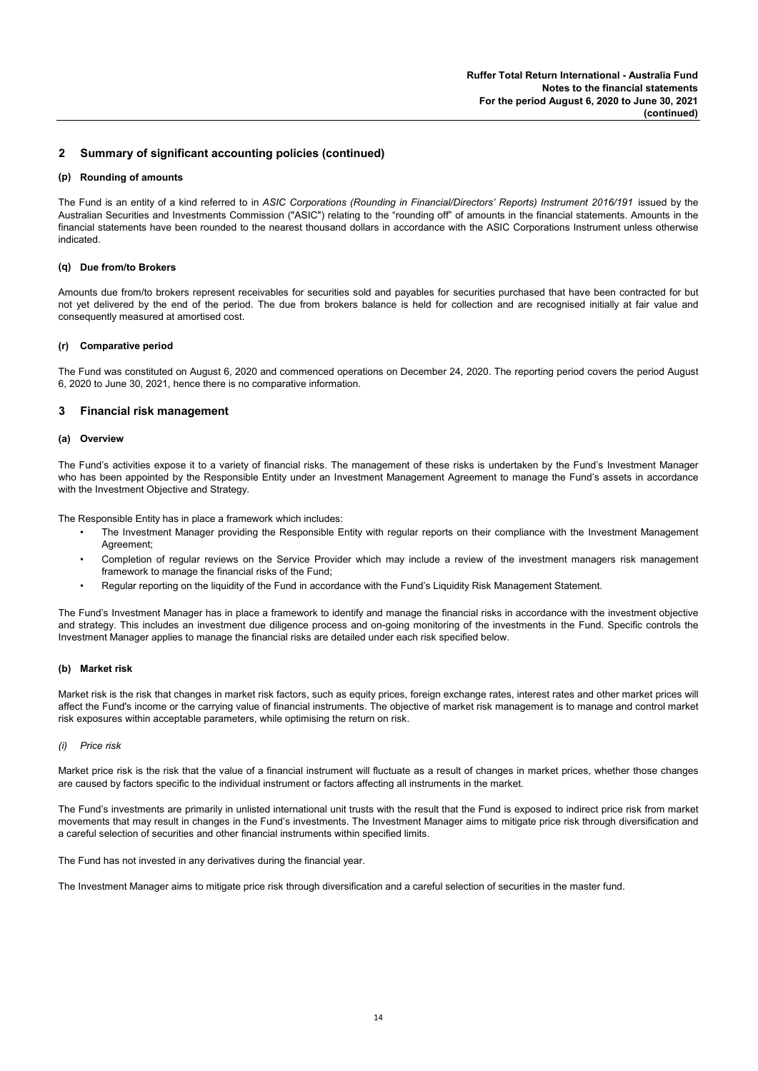## 2 Summary of significant accounting policies (continued)

### (p) Rounding of amounts

The Fund is an entity of a kind referred to in *ASIC Corporations (Rounding in Financial/Directors' Reports) Instrument 2016/191* issued by the Australian Securities and Investments Commission ("ASIC") relating to the "rounding off" of amounts in the financial statements. Amounts in the financial statements have been rounded to the nearest thousand dollars in accordance with the ASIC Corporations Instrument unless otherwise indicated.

### (q) Due from/to Brokers

Amounts due from/to brokers represent receivables for securities sold and payables for securities purchased that have been contracted for but not yet delivered by the end of the period. The due from brokers balance is held for collection and are recognised initially at fair value and consequently measured at amortised cost.

### (r) Comparative period

The Fund was constituted on August 6, 2020 and commenced operations on December 24, 2020. The reporting period covers the period August 6, 2020 to June 30, 2021, hence there is no comparative information.

## 3 Financial risk management

### (a) Overview

The Fund's activities expose it to a variety of financial risks. The management of these risks is undertaken by the Fund's Investment Manager who has been appointed by the Responsible Entity under an Investment Management Agreement to manage the Fund's assets in accordance with the Investment Objective and Strategy.

The Responsible Entity has in place a framework which includes:

- The Investment Manager providing the Responsible Entity with regular reports on their compliance with the Investment Management Agreement;
- Completion of regular reviews on the Service Provider which may include a review of the investment managers risk management framework to manage the financial risks of the Fund;
- Regular reporting on the liquidity of the Fund in accordance with the Fund's Liquidity Risk Management Statement.

The Fund's Investment Manager has in place a framework to identify and manage the financial risks in accordance with the investment objective and strategy. This includes an investment due diligence process and on-going monitoring of the investments in the Fund. Specific controls the Investment Manager applies to manage the financial risks are detailed under each risk specified below.

### (b) Market risk

Market risk is the risk that changes in market risk factors, such as equity prices, foreign exchange rates, interest rates and other market prices will affect the Fund's income or the carrying value of financial instruments. The objective of market risk management is to manage and control market risk exposures within acceptable parameters, while optimising the return on risk.

*(i) Price risk*

Market price risk is the risk that the value of a financial instrument will fluctuate as a result of changes in market prices, whether those changes are caused by factors specific to the individual instrument or factors affecting all instruments in the market.

The Fund's investments are primarily in unlisted international unit trusts with the result that the Fund is exposed to indirect price risk from market movements that may result in changes in the Fund's investments. The Investment Manager aims to mitigate price risk through diversification and a careful selection of securities and other financial instruments within specified limits.

The Fund has not invested in any derivatives during the financial year.

The Investment Manager aims to mitigate price risk through diversification and a careful selection of securities in the master fund.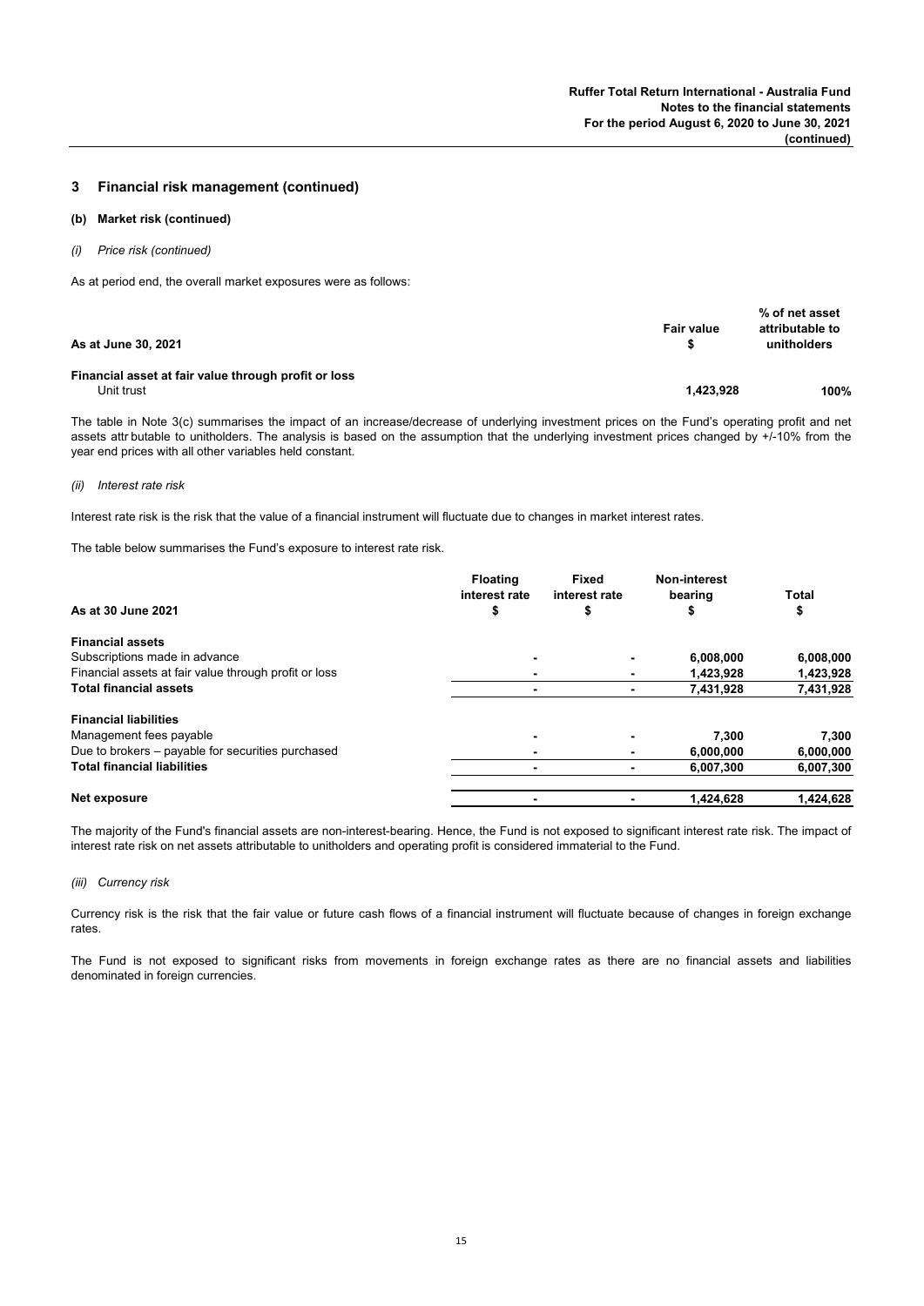## 3 Financial risk management (continued)

### (b) Market risk (continued)

*(i) Price risk (continued)*

As at period end, the overall market exposures were as follows:

| As at June 30, 2021 | Fair value $ | % of net asset attributable to unitholders |
|---|---|---|
| **Financial asset at fair value through profit or loss** | | |
| Unit trust | **1,423,928** | **100%** |

The table in Note 3(c) summarises the impact of an increase/decrease of underlying investment prices on the Fund's operating profit and net assets attr butable to unitholders. The analysis is based on the assumption that the underlying investment prices changed by +/-10% from the year end prices with all other variables held constant.

*(ii) Interest rate risk*

Interest rate risk is the risk that the value of a financial instrument will fluctuate due to changes in market interest rates.

The table below summarises the Fund's exposure to interest rate risk.

| As at 30 June 2021 | Floating interest rate $ | Fixed interest rate $ | Non-interest bearing $ | Total $ |
|---|---|---|---|---|
| **Financial assets** | | | | |
| Subscriptions made in advance | - | - | 6,008,000 | 6,008,000 |
| Financial assets at fair value through profit or loss | - | - | 1,423,928 | 1,423,928 |
| **Total financial assets** | - | - | 7,431,928 | 7,431,928 |
| **Financial liabilities** | | | | |
| Management fees payable | - | - | 7,300 | 7,300 |
| Due to brokers – payable for securities purchased | - | - | 6,000,000 | 6,000,000 |
| **Total financial liabilities** | - | - | 6,007,300 | 6,007,300 |
| **Net exposure** | - | - | 1,424,628 | 1,424,628 |

The majority of the Fund's financial assets are non-interest-bearing. Hence, the Fund is not exposed to significant interest rate risk. The impact of interest rate risk on net assets attributable to unitholders and operating profit is considered immaterial to the Fund.

*(iii) Currency risk*

Currency risk is the risk that the fair value or future cash flows of a financial instrument will fluctuate because of changes in foreign exchange rates.

The Fund is not exposed to significant risks from movements in foreign exchange rates as there are no financial assets and liabilities denominated in foreign currencies.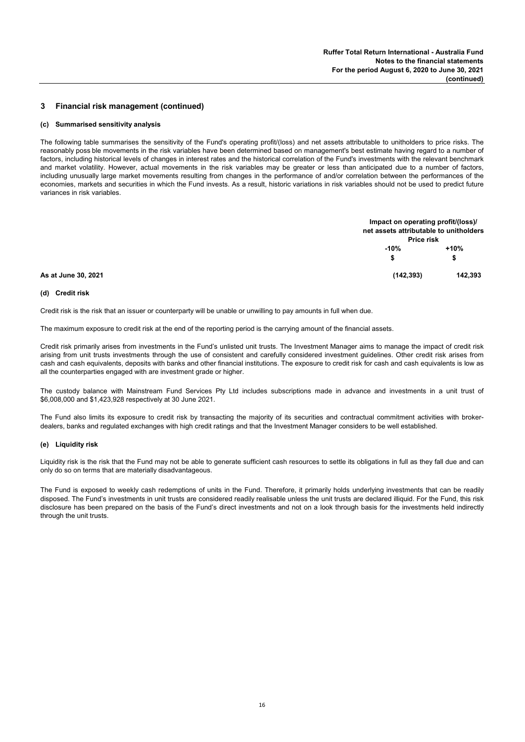## 3 Financial risk management (continued)

### (c) Summarised sensitivity analysis

The following table summarises the sensitivity of the Fund's operating profit/(loss) and net assets attributable to unitholders to price risks. The reasonably poss ble movements in the risk variables have been determined based on management's best estimate having regard to a number of factors, including historical levels of changes in interest rates and the historical correlation of the Fund's investments with the relevant benchmark and market volatility. However, actual movements in the risk variables may be greater or less than anticipated due to a number of factors, including unusually large market movements resulting from changes in the performance of and/or correlation between the performances of the economies, markets and securities in which the Fund invests. As a result, historic variations in risk variables should not be used to predict future variances in risk variables.

| | Impact on operating profit/(loss)/ net assets attributable to unitholders | |
|---|---|---|
| | Price risk | |
| | -10% | +10% |
| | $ | $ |
| **As at June 30, 2021** | **(142,393)** | **142,393** |

### (d) Credit risk

Credit risk is the risk that an issuer or counterparty will be unable or unwilling to pay amounts in full when due.

The maximum exposure to credit risk at the end of the reporting period is the carrying amount of the financial assets.

Credit risk primarily arises from investments in the Fund's unlisted unit trusts. The Investment Manager aims to manage the impact of credit risk arising from unit trusts investments through the use of consistent and carefully considered investment guidelines. Other credit risk arises from cash and cash equivalents, deposits with banks and other financial institutions. The exposure to credit risk for cash and cash equivalents is low as all the counterparties engaged with are investment grade or higher.

The custody balance with Mainstream Fund Services Pty Ltd includes subscriptions made in advance and investments in a unit trust of $6,008,000 and $1,423,928 respectively at 30 June 2021.

The Fund also limits its exposure to credit risk by transacting the majority of its securities and contractual commitment activities with broker-dealers, banks and regulated exchanges with high credit ratings and that the Investment Manager considers to be well established.

### (e) Liquidity risk

Liquidity risk is the risk that the Fund may not be able to generate sufficient cash resources to settle its obligations in full as they fall due and can only do so on terms that are materially disadvantageous.

The Fund is exposed to weekly cash redemptions of units in the Fund. Therefore, it primarily holds underlying investments that can be readily disposed. The Fund's investments in unit trusts are considered readily realisable unless the unit trusts are declared illiquid. For the Fund, this risk disclosure has been prepared on the basis of the Fund's direct investments and not on a look through basis for the investments held indirectly through the unit trusts.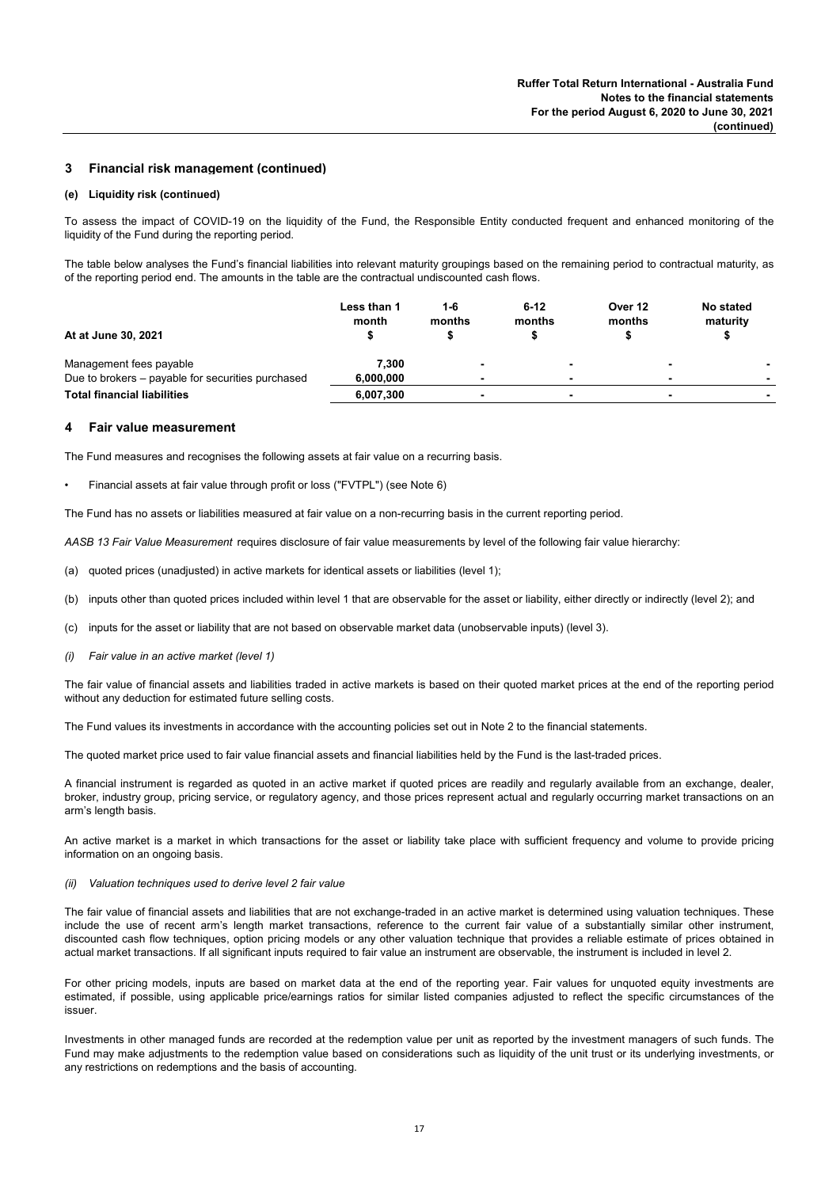## 3 Financial risk management (continued)

### (e) Liquidity risk (continued)

To assess the impact of COVID-19 on the liquidity of the Fund, the Responsible Entity conducted frequent and enhanced monitoring of the liquidity of the Fund during the reporting period.

The table below analyses the Fund's financial liabilities into relevant maturity groupings based on the remaining period to contractual maturity, as of the reporting period end. The amounts in the table are the contractual undiscounted cash flows.

| At at June 30, 2021 | Less than 1 month $ | 1-6 months $ | 6-12 months $ | Over 12 months $ | No stated maturity $ |
|---|---|---|---|---|---|
| Management fees payable | 7,300 | - | - | - | - |
| Due to brokers – payable for securities purchased | 6,000,000 | - | - | - | - |
| **Total financial liabilities** | **6,007,300** | - | - | - | - |

## 4 Fair value measurement

The Fund measures and recognises the following assets at fair value on a recurring basis.

- Financial assets at fair value through profit or loss ("FVTPL") (see Note 6)

The Fund has no assets or liabilities measured at fair value on a non-recurring basis in the current reporting period.

*AASB 13 Fair Value Measurement* requires disclosure of fair value measurements by level of the following fair value hierarchy:

(a) quoted prices (unadjusted) in active markets for identical assets or liabilities (level 1);

(b) inputs other than quoted prices included within level 1 that are observable for the asset or liability, either directly or indirectly (level 2); and

(c) inputs for the asset or liability that are not based on observable market data (unobservable inputs) (level 3).

*(i) Fair value in an active market (level 1)*

The fair value of financial assets and liabilities traded in active markets is based on their quoted market prices at the end of the reporting period without any deduction for estimated future selling costs.

The Fund values its investments in accordance with the accounting policies set out in Note 2 to the financial statements.

The quoted market price used to fair value financial assets and financial liabilities held by the Fund is the last-traded prices.

A financial instrument is regarded as quoted in an active market if quoted prices are readily and regularly available from an exchange, dealer, broker, industry group, pricing service, or regulatory agency, and those prices represent actual and regularly occurring market transactions on an arm's length basis.

An active market is a market in which transactions for the asset or liability take place with sufficient frequency and volume to provide pricing information on an ongoing basis.

*(ii) Valuation techniques used to derive level 2 fair value*

The fair value of financial assets and liabilities that are not exchange-traded in an active market is determined using valuation techniques. These include the use of recent arm's length market transactions, reference to the current fair value of a substantially similar other instrument, discounted cash flow techniques, option pricing models or any other valuation technique that provides a reliable estimate of prices obtained in actual market transactions. If all significant inputs required to fair value an instrument are observable, the instrument is included in level 2.

For other pricing models, inputs are based on market data at the end of the reporting year. Fair values for unquoted equity investments are estimated, if possible, using applicable price/earnings ratios for similar listed companies adjusted to reflect the specific circumstances of the issuer.

Investments in other managed funds are recorded at the redemption value per unit as reported by the investment managers of such funds. The Fund may make adjustments to the redemption value based on considerations such as liquidity of the unit trust or its underlying investments, or any restrictions on redemptions and the basis of accounting.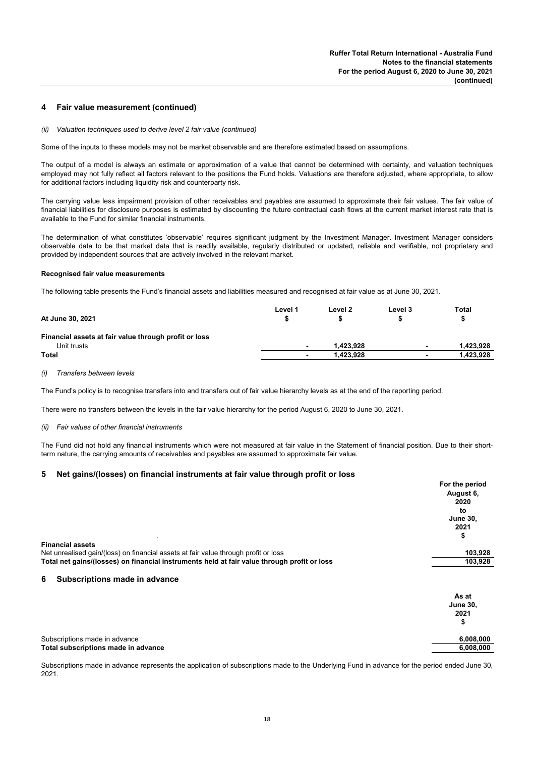## 4 Fair value measurement (continued)

*(ii) Valuation techniques used to derive level 2 fair value (continued)*

Some of the inputs to these models may not be market observable and are therefore estimated based on assumptions.

The output of a model is always an estimate or approximation of a value that cannot be determined with certainty, and valuation techniques employed may not fully reflect all factors relevant to the positions the Fund holds. Valuations are therefore adjusted, where appropriate, to allow for additional factors including liquidity risk and counterparty risk.

The carrying value less impairment provision of other receivables and payables are assumed to approximate their fair values. The fair value of financial liabilities for disclosure purposes is estimated by discounting the future contractual cash flows at the current market interest rate that is available to the Fund for similar financial instruments.

The determination of what constitutes 'observable' requires significant judgment by the Investment Manager. Investment Manager considers observable data to be that market data that is readily available, regularly distributed or updated, reliable and verifiable, not proprietary and provided by independent sources that are actively involved in the relevant market.

**Recognised fair value measurements**

The following table presents the Fund's financial assets and liabilities measured and recognised at fair value as at June 30, 2021.

| At June 30, 2021 | Level 1 $ | Level 2 $ | Level 3 $ | Total $ |
|---|---|---|---|---|
| **Financial assets at fair value through profit or loss** | | | | |
| Unit trusts | - | 1,423,928 | - | 1,423,928 |
| **Total** | - | 1,423,928 | - | 1,423,928 |

*(i) Transfers between levels*

The Fund's policy is to recognise transfers into and transfers out of fair value hierarchy levels as at the end of the reporting period.

There were no transfers between the levels in the fair value hierarchy for the period August 6, 2020 to June 30, 2021.

*(ii) Fair values of other financial instruments*

The Fund did not hold any financial instruments which were not measured at fair value in the Statement of financial position. Due to their short-term nature, the carrying amounts of receivables and payables are assumed to approximate fair value.

## 5 Net gains/(losses) on financial instruments at fair value through profit or loss

| | For the period August 6, 2020 to June 30, 2021 $ |
|---|---|
| **Financial assets** | |
| Net unrealised gain/(loss) on financial assets at fair value through profit or loss | 103,928 |
| **Total net gains/(losses) on financial instruments held at fair value through profit or loss** | **103,928** |

## 6 Subscriptions made in advance

| | As at June 30, 2021 $ |
|---|---|
| Subscriptions made in advance | 6,008,000 |
| **Total subscriptions made in advance** | **6,008,000** |

Subscriptions made in advance represents the application of subscriptions made to the Underlying Fund in advance for the period ended June 30, 2021.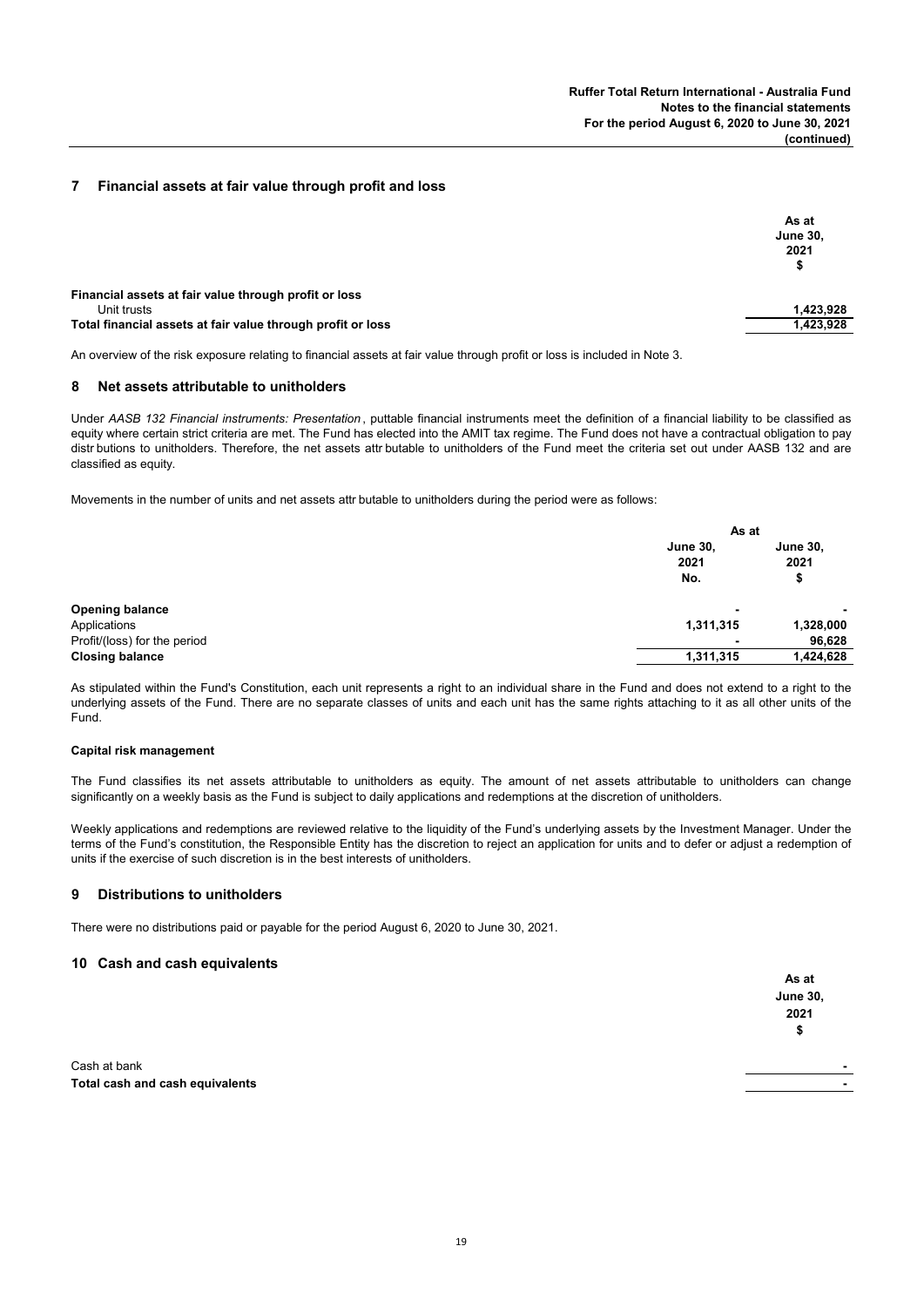## 7 Financial assets at fair value through profit and loss

| | As at June 30, 2021 $ |
|---|---|
| **Financial assets at fair value through profit or loss** | |
| Unit trusts | 1,423,928 |
| **Total financial assets at fair value through profit or loss** | 1,423,928 |

An overview of the risk exposure relating to financial assets at fair value through profit or loss is included in Note 3.

## 8 Net assets attributable to unitholders

Under *AASB 132 Financial instruments: Presentation*, puttable financial instruments meet the definition of a financial liability to be classified as equity where certain strict criteria are met. The Fund has elected into the AMIT tax regime. The Fund does not have a contractual obligation to pay distr butions to unitholders. Therefore, the net assets attr butable to unitholders of the Fund meet the criteria set out under AASB 132 and are classified as equity.

Movements in the number of units and net assets attr butable to unitholders during the period were as follows:

| | As at | |
|---|---|---|
| | June 30, 2021 No. | June 30, 2021 $ |
| **Opening balance** | - | - |
| Applications | 1,311,315 | 1,328,000 |
| Profit/(loss) for the period | - | 96,628 |
| **Closing balance** | 1,311,315 | 1,424,628 |

As stipulated within the Fund's Constitution, each unit represents a right to an individual share in the Fund and does not extend to a right to the underlying assets of the Fund. There are no separate classes of units and each unit has the same rights attaching to it as all other units of the Fund.

**Capital risk management**

The Fund classifies its net assets attributable to unitholders as equity. The amount of net assets attributable to unitholders can change significantly on a weekly basis as the Fund is subject to daily applications and redemptions at the discretion of unitholders.

Weekly applications and redemptions are reviewed relative to the liquidity of the Fund's underlying assets by the Investment Manager. Under the terms of the Fund's constitution, the Responsible Entity has the discretion to reject an application for units and to defer or adjust a redemption of units if the exercise of such discretion is in the best interests of unitholders.

## 9 Distributions to unitholders

There were no distributions paid or payable for the period August 6, 2020 to June 30, 2021.

## 10 Cash and cash equivalents

| | As at June 30, 2021 $ |
|---|---|
| Cash at bank | - |
| **Total cash and cash equivalents** | - |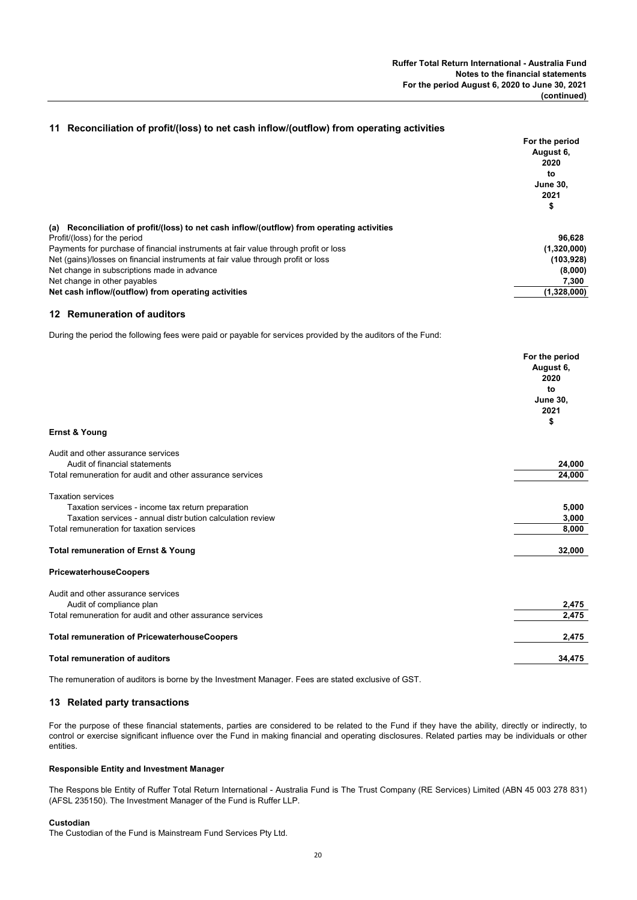## 11 Reconciliation of profit/(loss) to net cash inflow/(outflow) from operating activities

| | For the period August 6, 2020 to June 30, 2021 $ |
|---|---|
| **(a) Reconciliation of profit/(loss) to net cash inflow/(outflow) from operating activities** | |
| Profit/(loss) for the period | **96,628** |
| Payments for purchase of financial instruments at fair value through profit or loss | **(1,320,000)** |
| Net (gains)/losses on financial instruments at fair value through profit or loss | **(103,928)** |
| Net change in subscriptions made in advance | **(8,000)** |
| Net change in other payables | **7,300** |
| **Net cash inflow/(outflow) from operating activities** | **(1,328,000)** |

## 12 Remuneration of auditors

During the period the following fees were paid or payable for services provided by the auditors of the Fund:

| | For the period August 6, 2020 to June 30, 2021 $ |
|---|---|
| **Ernst & Young** | |
| Audit and other assurance services | |
| Audit of financial statements | **24,000** |
| Total remuneration for audit and other assurance services | **24,000** |
| Taxation services | |
| Taxation services - income tax return preparation | **5,000** |
| Taxation services - annual distr bution calculation review | **3,000** |
| Total remuneration for taxation services | **8,000** |
| **Total remuneration of Ernst & Young** | **32,000** |
| **PricewaterhouseCoopers** | |
| Audit and other assurance services | |
| Audit of compliance plan | **2,475** |
| Total remuneration for audit and other assurance services | **2,475** |
| **Total remuneration of PricewaterhouseCoopers** | **2,475** |
| **Total remuneration of auditors** | **34,475** |

The remuneration of auditors is borne by the Investment Manager. Fees are stated exclusive of GST.

## 13 Related party transactions

For the purpose of these financial statements, parties are considered to be related to the Fund if they have the ability, directly or indirectly, to control or exercise significant influence over the Fund in making financial and operating disclosures. Related parties may be individuals or other entities.

**Responsible Entity and Investment Manager**

The Respons ble Entity of Ruffer Total Return International - Australia Fund is The Trust Company (RE Services) Limited (ABN 45 003 278 831) (AFSL 235150). The Investment Manager of the Fund is Ruffer LLP.

**Custodian**

The Custodian of the Fund is Mainstream Fund Services Pty Ltd.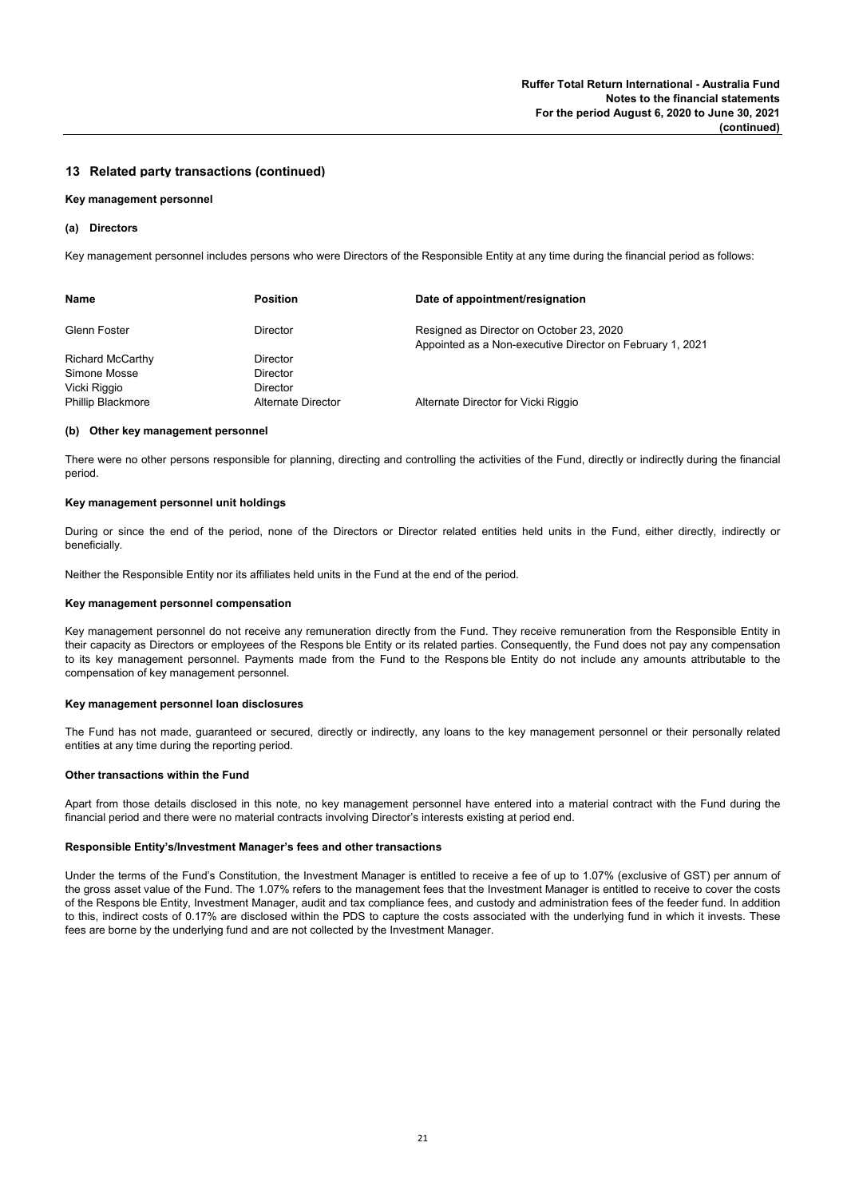## 13 Related party transactions (continued)

**Key management personnel**

**(a) Directors**

Key management personnel includes persons who were Directors of the Responsible Entity at any time during the financial period as follows:

| Name | Position | Date of appointment/resignation |
|---|---|---|
| Glenn Foster | Director | Resigned as Director on October 23, 2020<br>Appointed as a Non-executive Director on February 1, 2021 |
| Richard McCarthy | Director | |
| Simone Mosse | Director | |
| Vicki Riggio | Director | |
| Phillip Blackmore | Alternate Director | Alternate Director for Vicki Riggio |

**(b) Other key management personnel**

There were no other persons responsible for planning, directing and controlling the activities of the Fund, directly or indirectly during the financial period.

**Key management personnel unit holdings**

During or since the end of the period, none of the Directors or Director related entities held units in the Fund, either directly, indirectly or beneficially.

Neither the Responsible Entity nor its affiliates held units in the Fund at the end of the period.

**Key management personnel compensation**

Key management personnel do not receive any remuneration directly from the Fund. They receive remuneration from the Responsible Entity in their capacity as Directors or employees of the Respons ble Entity or its related parties. Consequently, the Fund does not pay any compensation to its key management personnel. Payments made from the Fund to the Respons ble Entity do not include any amounts attributable to the compensation of key management personnel.

**Key management personnel loan disclosures**

The Fund has not made, guaranteed or secured, directly or indirectly, any loans to the key management personnel or their personally related entities at any time during the reporting period.

**Other transactions within the Fund**

Apart from those details disclosed in this note, no key management personnel have entered into a material contract with the Fund during the financial period and there were no material contracts involving Director's interests existing at period end.

**Responsible Entity's/Investment Manager's fees and other transactions**

Under the terms of the Fund's Constitution, the Investment Manager is entitled to receive a fee of up to 1.07% (exclusive of GST) per annum of the gross asset value of the Fund. The 1.07% refers to the management fees that the Investment Manager is entitled to receive to cover the costs of the Respons ble Entity, Investment Manager, audit and tax compliance fees, and custody and administration fees of the feeder fund. In addition to this, indirect costs of 0.17% are disclosed within the PDS to capture the costs associated with the underlying fund in which it invests. These fees are borne by the underlying fund and are not collected by the Investment Manager.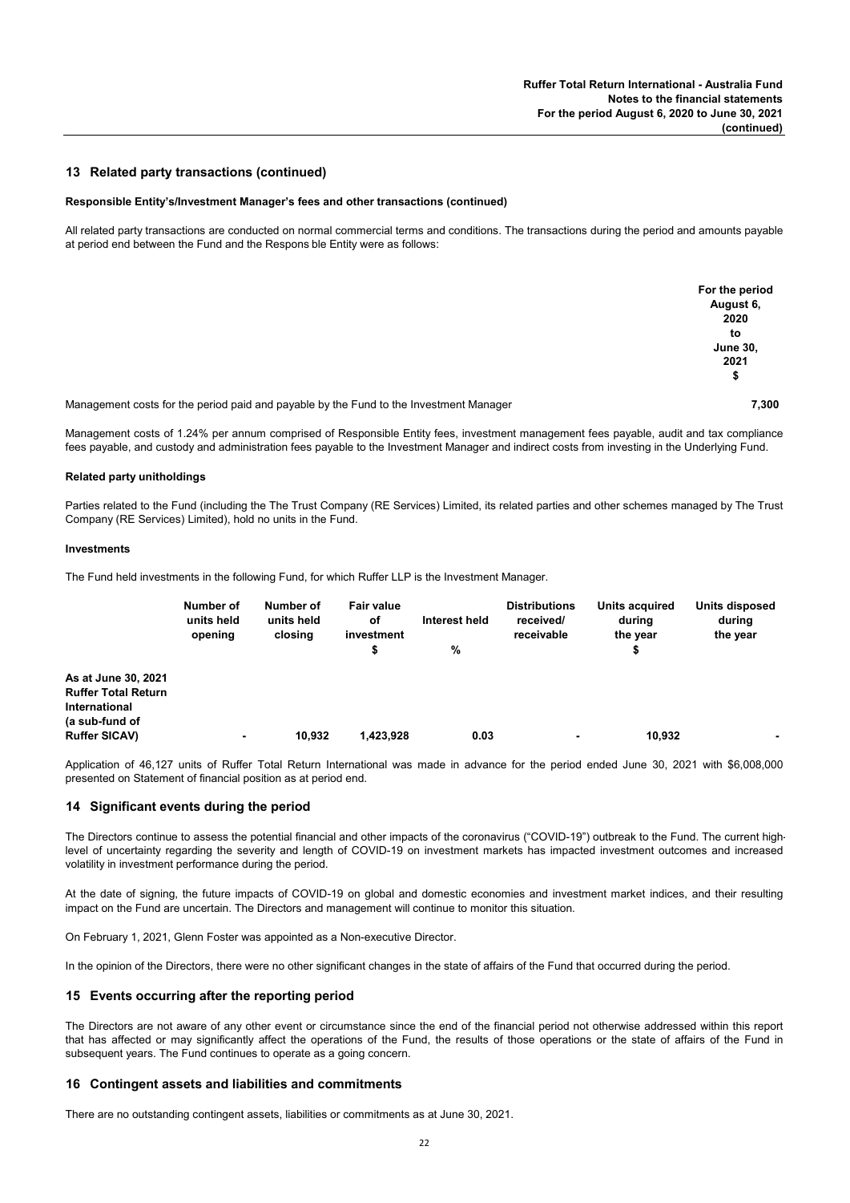## 13 Related party transactions (continued)

**Responsible Entity's/Investment Manager's fees and other transactions (continued)**

All related party transactions are conducted on normal commercial terms and conditions. The transactions during the period and amounts payable at period end between the Fund and the Respons ble Entity were as follows:

| | For the period August 6, 2020 to June 30, 2021 $ |
|---|---|
| Management costs for the period paid and payable by the Fund to the Investment Manager | **7,300** |

Management costs of 1.24% per annum comprised of Responsible Entity fees, investment management fees payable, audit and tax compliance fees payable, and custody and administration fees payable to the Investment Manager and indirect costs from investing in the Underlying Fund.

**Related party unitholdings**

Parties related to the Fund (including the The Trust Company (RE Services) Limited, its related parties and other schemes managed by The Trust Company (RE Services) Limited), hold no units in the Fund.

**Investments**

The Fund held investments in the following Fund, for which Ruffer LLP is the Investment Manager.

| | Number of units held opening | Number of units held closing | Fair value of investment $ | Interest held % | Distributions received/ receivable | Units acquired during the year $ | Units disposed during the year |
|---|---|---|---|---|---|---|---|
| **As at June 30, 2021** | | | | | | | |
| **Ruffer Total Return International (a sub-fund of Ruffer SICAV)** | - | 10,932 | 1,423,928 | 0.03 | - | 10,932 | - |

Application of 46,127 units of Ruffer Total Return International was made in advance for the period ended June 30, 2021 with $6,008,000 presented on Statement of financial position as at period end.

## 14 Significant events during the period

The Directors continue to assess the potential financial and other impacts of the coronavirus ("COVID-19") outbreak to the Fund. The current high-level of uncertainty regarding the severity and length of COVID-19 on investment markets has impacted investment outcomes and increased volatility in investment performance during the period.

At the date of signing, the future impacts of COVID-19 on global and domestic economies and investment market indices, and their resulting impact on the Fund are uncertain. The Directors and management will continue to monitor this situation.

On February 1, 2021, Glenn Foster was appointed as a Non-executive Director.

In the opinion of the Directors, there were no other significant changes in the state of affairs of the Fund that occurred during the period.

## 15 Events occurring after the reporting period

The Directors are not aware of any other event or circumstance since the end of the financial period not otherwise addressed within this report that has affected or may significantly affect the operations of the Fund, the results of those operations or the state of affairs of the Fund in subsequent years. The Fund continues to operate as a going concern.

## 16 Contingent assets and liabilities and commitments

There are no outstanding contingent assets, liabilities or commitments as at June 30, 2021.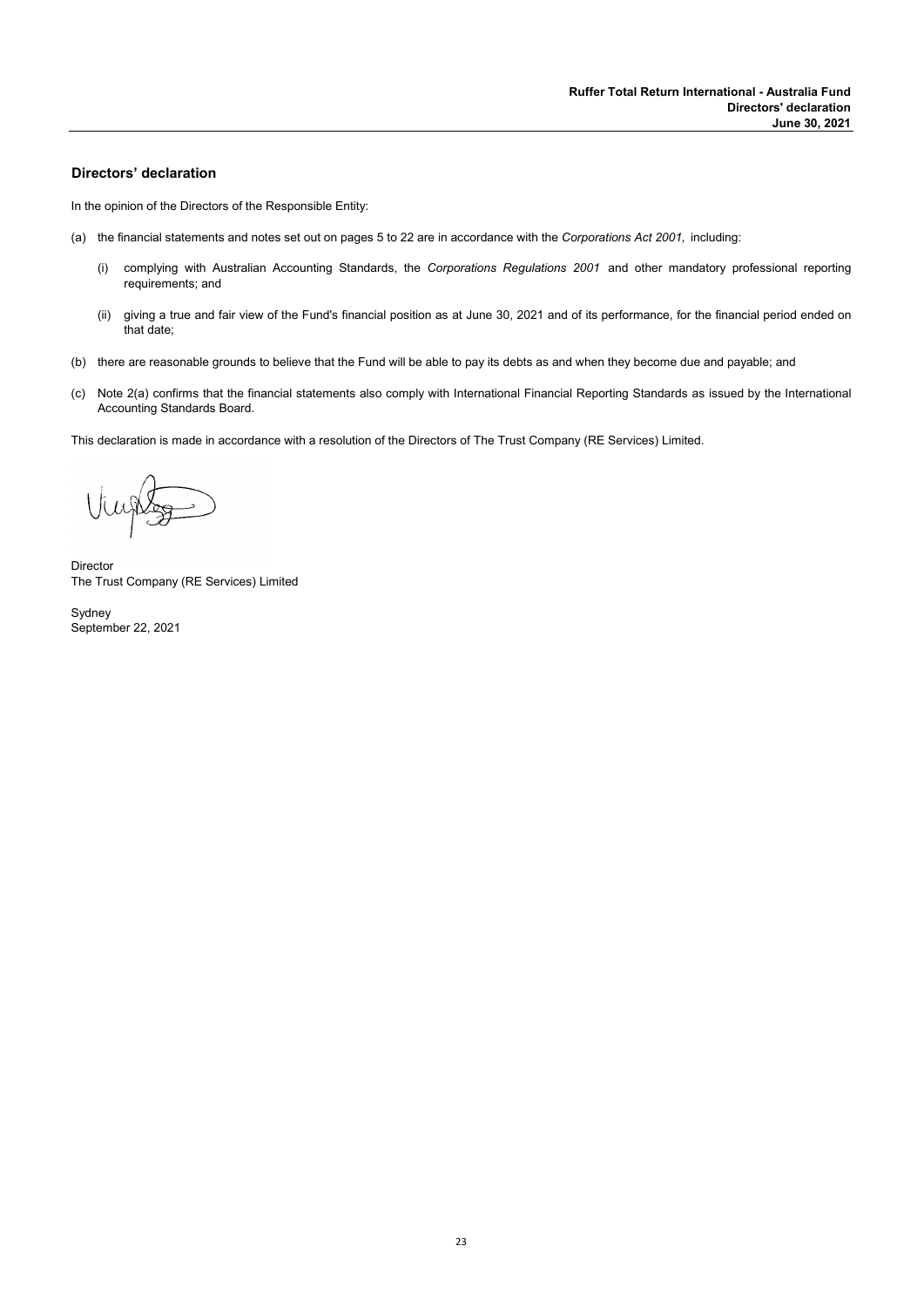## Directors' declaration

In the opinion of the Directors of the Responsible Entity:

(a) the financial statements and notes set out on pages 5 to 22 are in accordance with the *Corporations Act 2001,* including:

   (i) complying with Australian Accounting Standards, the *Corporations Regulations 2001* and other mandatory professional reporting requirements; and

   (ii) giving a true and fair view of the Fund's financial position as at June 30, 2021 and of its performance, for the financial period ended on that date;

(b) there are reasonable grounds to believe that the Fund will be able to pay its debts as and when they become due and payable; and

(c) Note 2(a) confirms that the financial statements also comply with International Financial Reporting Standards as issued by the International Accounting Standards Board.

This declaration is made in accordance with a resolution of the Directors of The Trust Company (RE Services) Limited.

Director
The Trust Company (RE Services) Limited

Sydney
September 22, 2021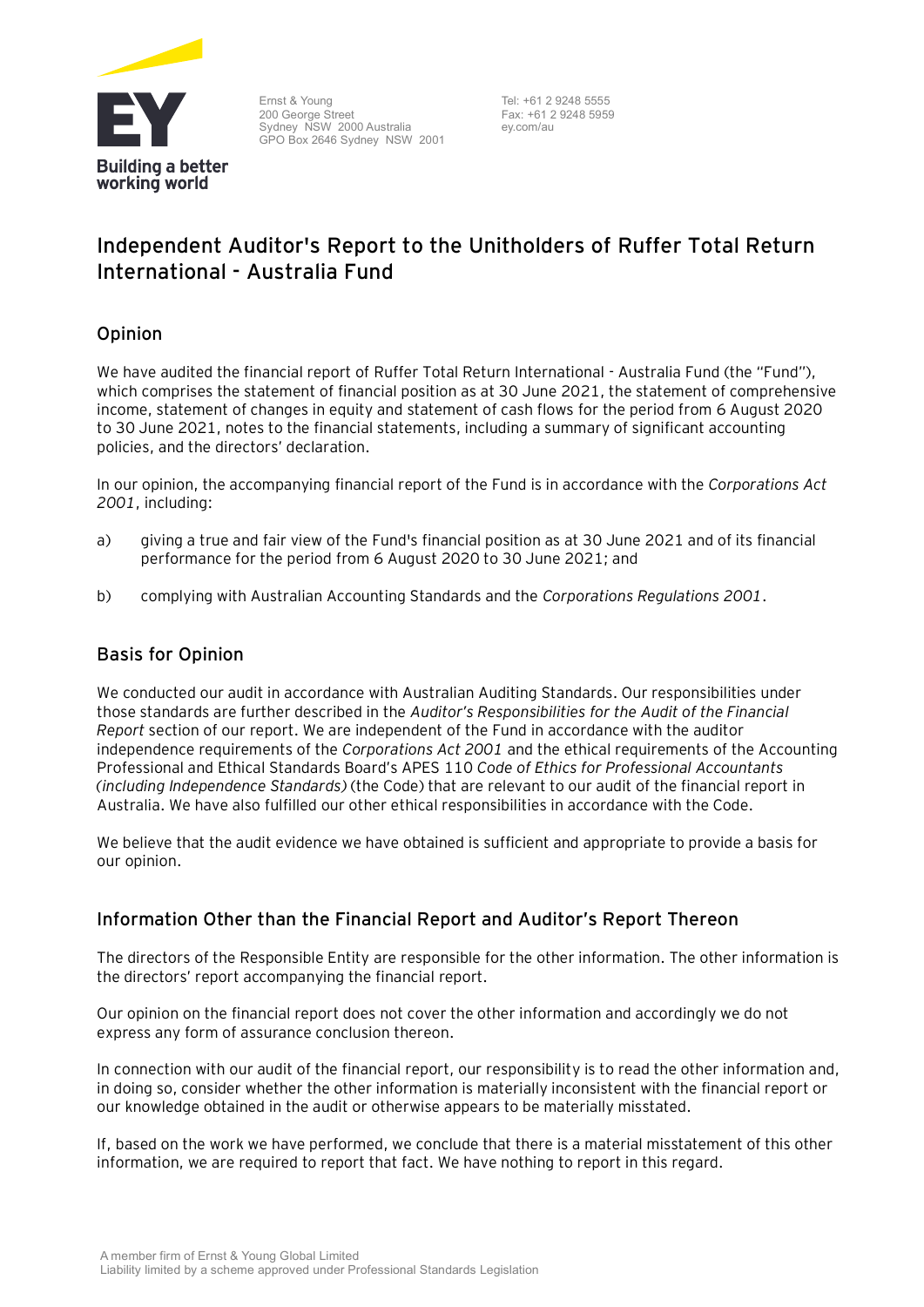Ernst & Young
200 George Street
Sydney NSW 2000 Australia
GPO Box 2646 Sydney NSW 2001

Tel: +61 2 9248 5555
Fax: +61 2 9248 5959
ey.com/au

# Independent Auditor's Report to the Unitholders of Ruffer Total Return International - Australia Fund

## Opinion

We have audited the financial report of Ruffer Total Return International - Australia Fund (the "Fund"), which comprises the statement of financial position as at 30 June 2021, the statement of comprehensive income, statement of changes in equity and statement of cash flows for the period from 6 August 2020 to 30 June 2021, notes to the financial statements, including a summary of significant accounting policies, and the directors' declaration.

In our opinion, the accompanying financial report of the Fund is in accordance with the *Corporations Act 2001*, including:

a) giving a true and fair view of the Fund's financial position as at 30 June 2021 and of its financial performance for the period from 6 August 2020 to 30 June 2021; and

b) complying with Australian Accounting Standards and the *Corporations Regulations 2001*.

## Basis for Opinion

We conducted our audit in accordance with Australian Auditing Standards. Our responsibilities under those standards are further described in the *Auditor's Responsibilities for the Audit of the Financial Report* section of our report. We are independent of the Fund in accordance with the auditor independence requirements of the *Corporations Act 2001* and the ethical requirements of the Accounting Professional and Ethical Standards Board's APES 110 *Code of Ethics for Professional Accountants (including Independence Standards)* (the Code) that are relevant to our audit of the financial report in Australia. We have also fulfilled our other ethical responsibilities in accordance with the Code.

We believe that the audit evidence we have obtained is sufficient and appropriate to provide a basis for our opinion.

## Information Other than the Financial Report and Auditor's Report Thereon

The directors of the Responsible Entity are responsible for the other information. The other information is the directors' report accompanying the financial report.

Our opinion on the financial report does not cover the other information and accordingly we do not express any form of assurance conclusion thereon.

In connection with our audit of the financial report, our responsibility is to read the other information and, in doing so, consider whether the other information is materially inconsistent with the financial report or our knowledge obtained in the audit or otherwise appears to be materially misstated.

If, based on the work we have performed, we conclude that there is a material misstatement of this other information, we are required to report that fact. We have nothing to report in this regard.

A member firm of Ernst & Young Global Limited
Liability limited by a scheme approved under Professional Standards Legislation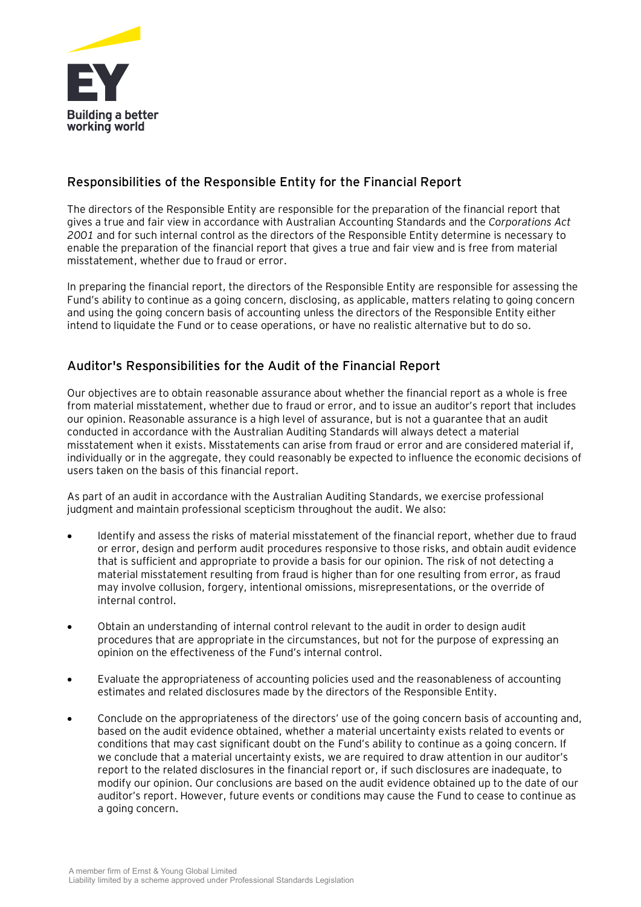## Responsibilities of the Responsible Entity for the Financial Report

The directors of the Responsible Entity are responsible for the preparation of the financial report that gives a true and fair view in accordance with Australian Accounting Standards and the *Corporations Act 2001* and for such internal control as the directors of the Responsible Entity determine is necessary to enable the preparation of the financial report that gives a true and fair view and is free from material misstatement, whether due to fraud or error.

In preparing the financial report, the directors of the Responsible Entity are responsible for assessing the Fund's ability to continue as a going concern, disclosing, as applicable, matters relating to going concern and using the going concern basis of accounting unless the directors of the Responsible Entity either intend to liquidate the Fund or to cease operations, or have no realistic alternative but to do so.

## Auditor's Responsibilities for the Audit of the Financial Report

Our objectives are to obtain reasonable assurance about whether the financial report as a whole is free from material misstatement, whether due to fraud or error, and to issue an auditor's report that includes our opinion. Reasonable assurance is a high level of assurance, but is not a guarantee that an audit conducted in accordance with the Australian Auditing Standards will always detect a material misstatement when it exists. Misstatements can arise from fraud or error and are considered material if, individually or in the aggregate, they could reasonably be expected to influence the economic decisions of users taken on the basis of this financial report.

As part of an audit in accordance with the Australian Auditing Standards, we exercise professional judgment and maintain professional scepticism throughout the audit. We also:

- Identify and assess the risks of material misstatement of the financial report, whether due to fraud or error, design and perform audit procedures responsive to those risks, and obtain audit evidence that is sufficient and appropriate to provide a basis for our opinion. The risk of not detecting a material misstatement resulting from fraud is higher than for one resulting from error, as fraud may involve collusion, forgery, intentional omissions, misrepresentations, or the override of internal control.

- Obtain an understanding of internal control relevant to the audit in order to design audit procedures that are appropriate in the circumstances, but not for the purpose of expressing an opinion on the effectiveness of the Fund's internal control.

- Evaluate the appropriateness of accounting policies used and the reasonableness of accounting estimates and related disclosures made by the directors of the Responsible Entity.

- Conclude on the appropriateness of the directors' use of the going concern basis of accounting and, based on the audit evidence obtained, whether a material uncertainty exists related to events or conditions that may cast significant doubt on the Fund's ability to continue as a going concern. If we conclude that a material uncertainty exists, we are required to draw attention in our auditor's report to the related disclosures in the financial report or, if such disclosures are inadequate, to modify our opinion. Our conclusions are based on the audit evidence obtained up to the date of our auditor's report. However, future events or conditions may cause the Fund to cease to continue as a going concern.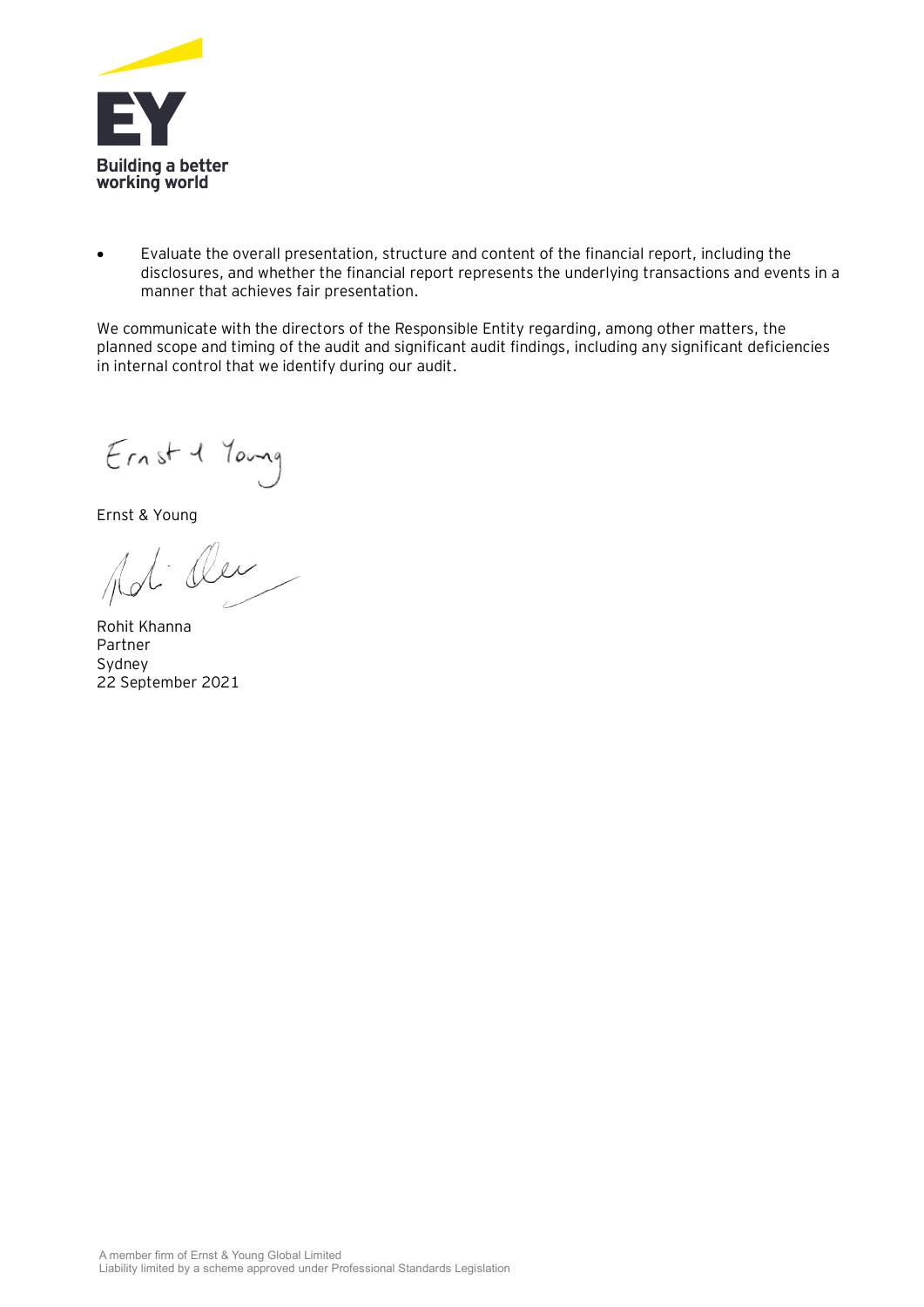- Evaluate the overall presentation, structure and content of the financial report, including the disclosures, and whether the financial report represents the underlying transactions and events in a manner that achieves fair presentation.

We communicate with the directors of the Responsible Entity regarding, among other matters, the planned scope and timing of the audit and significant audit findings, including any significant deficiencies in internal control that we identify during our audit.

Ernst & Young

Rohit Khanna
Partner
Sydney
22 September 2021

A member firm of Ernst & Young Global Limited
Liability limited by a scheme approved under Professional Standards Legislation